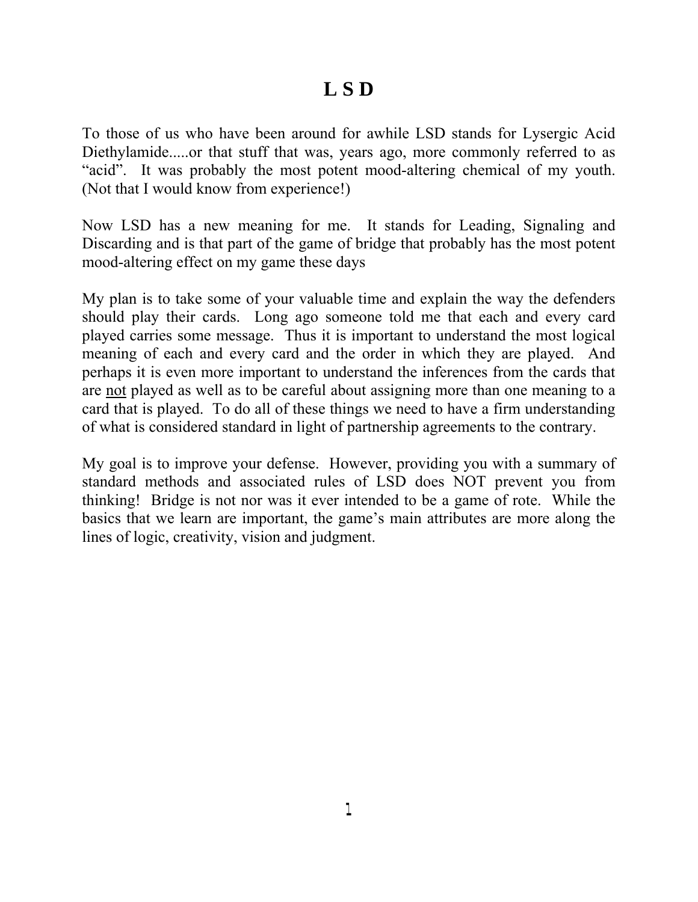# L S D

To those of us who have been around for awhile LSD stands for Lysergic Acid Diethylamide.....or that stuff that was, years ago, more commonly referred to as "acid". It was probably the most potent mood-altering chemical of my youth. (Not that I would know from experience!)

Now LSD has a new meaning for me. It stands for Leading, Signaling and Discarding and is that part of the game of bridge that probably has the most potent mood-altering effect on my game these days

My plan is to take some of your valuable time and explain the way the defenders should play their cards. Long ago someone told me that each and every card played carries some message. Thus it is important to understand the most logical meaning of each and every card and the order in which they are played. And perhaps it is even more important to understand the inferences from the cards that are <u>not</u> played as well as to be careful about assigning more than one meaning to a card that is played. To do all of these things we need to have a firm understanding of what is considered standard in light of partnership agreements to the contrary.

My goal is to improve your defense. However, providing you with a summary of standard methods and associated rules of LSD does NOT prevent you from thinking! Bridge is not nor was it ever intended to be a game of rote. While the basics that we learn are important, the game's main attributes are more along the lines of logic, creativity, vision and judgment.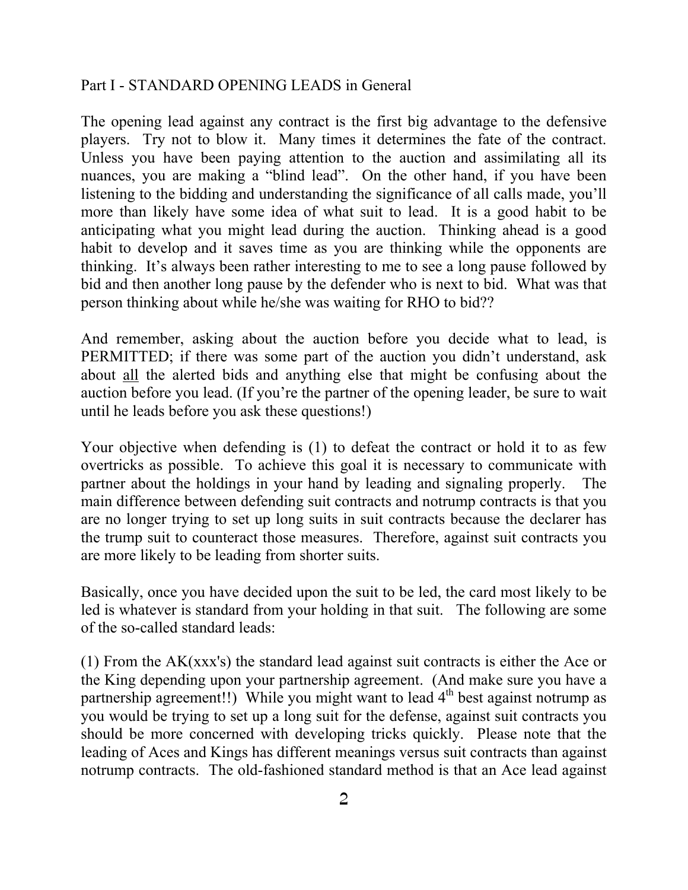## Part I - STANDARD OPENING LEADS in General

The opening lead against any contract is the first big advantage to the defensive players. Try not to blow it. Many times it determines the fate of the contract. Unless you have been paying attention to the auction and assimilating all its nuances, you are making a "blind lead". On the other hand, if you have been listening to the bidding and understanding the significance of all calls made, you'll more than likely have some idea of what suit to lead. It is a good habit to be anticipating what you might lead during the auction. Thinking ahead is a good habit to develop and it saves time as you are thinking while the opponents are thinking. It's always been rather interesting to me to see a long pause followed by bid and then another long pause by the defender who is next to bid. What was that person thinking about while he/she was waiting for RHO to bid??

And remember, asking about the auction before you decide what to lead, is PERMITTED; if there was some part of the auction you didn't understand, ask about <u>all</u> the alerted bids and anything else that might be confusing about the auction before you lead. (If you're the partner of the opening leader, be sure to wait until he leads before you ask these questions!)

Your objective when defending is (1) to defeat the contract or hold it to as few overtricks as possible. To achieve this goal it is necessary to communicate with partner about the holdings in your hand by leading and signaling properly. The main difference between defending suit contracts and notrump contracts is that you are no longer trying to set up long suits in suit contracts because the declarer has the trump suit to counteract those measures. Therefore, against suit contracts you are more likely to be leading from shorter suits.

Basically, once you have decided upon the suit to be led, the card most likely to be led is whatever is standard from your holding in that suit. The following are some of the so-called standard leads:

(1) From the AK(xxx's) the standard lead against suit contracts is either the Ace or the King depending upon your partnership agreement. (And make sure you have a partnership agreement!!) While you might want to lead 4th best against notrump as you would be trying to set up a long suit for the defense, against suit contracts you should be more concerned with developing tricks quickly. Please note that the leading of Aces and Kings has different meanings versus suit contracts than against notrump contracts. The old-fashioned standard method is that an Ace lead against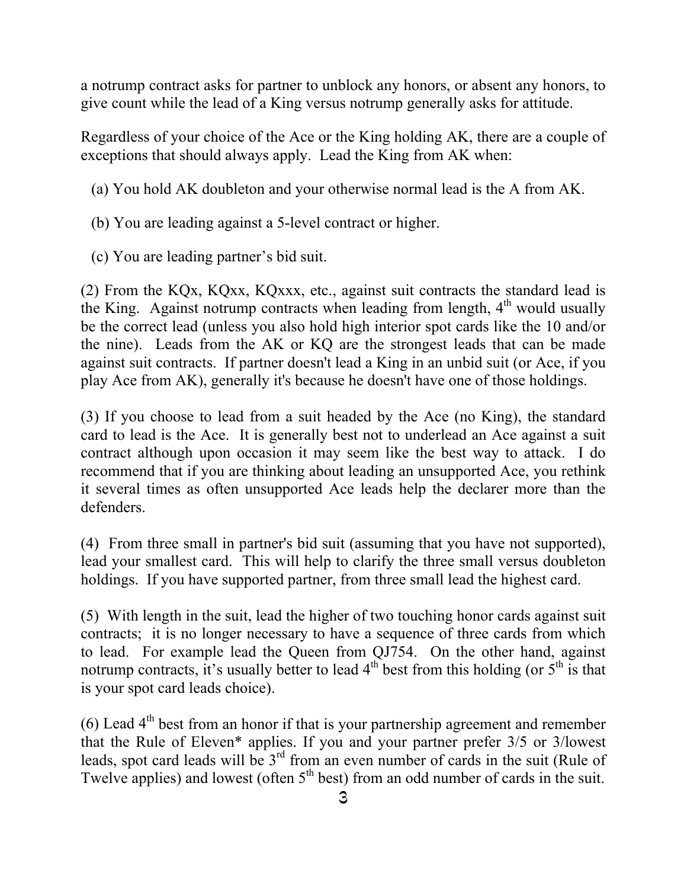a notrump contract asks for partner to unblock any honors, or absent any honors, to give count while the lead of a King versus notrump generally asks for attitude.

Regardless of your choice of the Ace or the King holding AK, there are a couple of exceptions that should always apply. Lead the King from AK when:

(a) You hold AK doubleton and your otherwise normal lead is the A from AK.

(b) You are leading against a 5-level contract or higher.

(c) You are leading partner's bid suit.

(2) From the KQx, KQxx, KQxxx, etc., against suit contracts the standard lead is the King. Against notrump contracts when leading from length, 4th would usually be the correct lead (unless you also hold high interior spot cards like the 10 and/or the nine). Leads from the AK or KQ are the strongest leads that can be made against suit contracts. If partner doesn't lead a King in an unbid suit (or Ace, if you play Ace from AK), generally it's because he doesn't have one of those holdings.

(3) If you choose to lead from a suit headed by the Ace (no King), the standard card to lead is the Ace. It is generally best not to underlead an Ace against a suit contract although upon occasion it may seem like the best way to attack. I do recommend that if you are thinking about leading an unsupported Ace, you rethink it several times as often unsupported Ace leads help the declarer more than the defenders.

(4) From three small in partner's bid suit (assuming that you have not supported), lead your smallest card. This will help to clarify the three small versus doubleton holdings. If you have supported partner, from three small lead the highest card.

(5) With length in the suit, lead the higher of two touching honor cards against suit contracts; it is no longer necessary to have a sequence of three cards from which to lead. For example lead the Queen from QJ754. On the other hand, against notrump contracts, it's usually better to lead 4th best from this holding (or 5th is that is your spot card leads choice).

(6) Lead 4th best from an honor if that is your partnership agreement and remember that the Rule of Eleven* applies. If you and your partner prefer 3/5 or 3/lowest leads, spot card leads will be 3rd from an even number of cards in the suit (Rule of Twelve applies) and lowest (often 5th best) from an odd number of cards in the suit.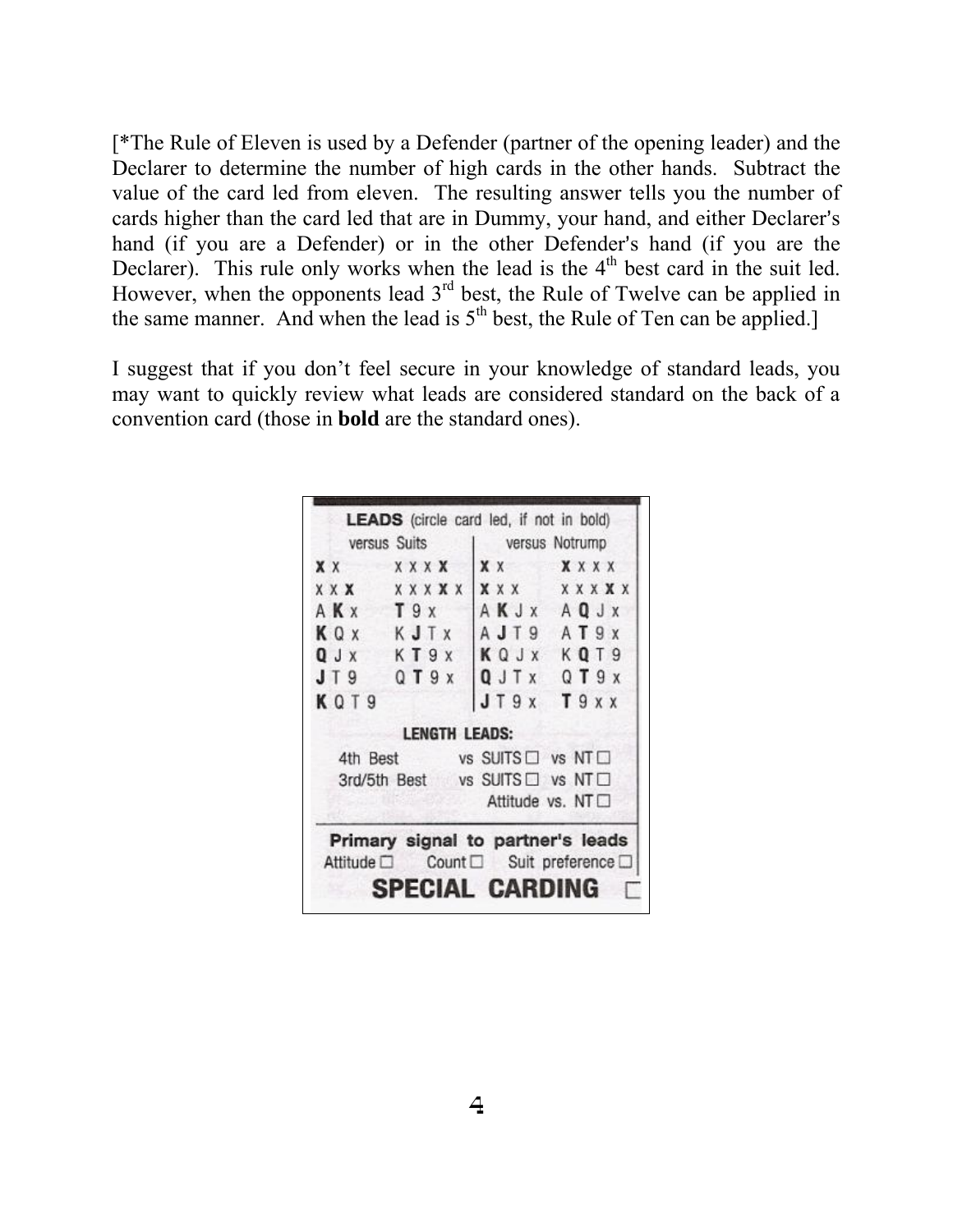[*The Rule of Eleven is used by a Defender (partner of the opening leader) and the Declarer to determine the number of high cards in the other hands. Subtract the value of the card led from eleven. The resulting answer tells you the number of cards higher than the card led that are in Dummy, your hand, and either Declarer's hand (if you are a Defender) or in the other Defender's hand (if you are the Declarer). This rule only works when the lead is the 4th best card in the suit led. However, when the opponents lead 3rd best, the Rule of Twelve can be applied in the same manner. And when the lead is 5th best, the Rule of Ten can be applied.]

I suggest that if you don't feel secure in your knowledge of standard leads, you may want to quickly review what leads are considered standard on the back of a convention card (those in **bold** are the standard ones).

**LEADS** (circle card led, if not in bold)

| versus Suits | | versus Notrump | |
|---|---|---|---|
| **X** x | x x x **X** | **X** x | **X** x x x |
| x x **X** | x x x **X** x | **X** x x | x x x **X** x |
| A **K** x | **T** 9 x | A **K** J x | A **Q** J x |
| **K** Q x | K **J** T x | A **J** T 9 | A **T** 9 x |
| **Q** J x | K **T** 9 x | **K** Q J x | K **Q** T 9 |
| **J** T 9 | Q **T** 9 x | **Q** J T x | Q **T** 9 x |
| **K** Q T 9 | | **J** T 9 x | **T** 9 x x |

**LENGTH LEADS:**

4th Best vs SUITS ☐ vs NT ☐

3rd/5th Best vs SUITS ☐ vs NT ☐

Attitude vs. NT ☐

**Primary signal to partner's leads**

Attitude ☐ Count ☐ Suit preference ☐

**SPECIAL CARDING** ☐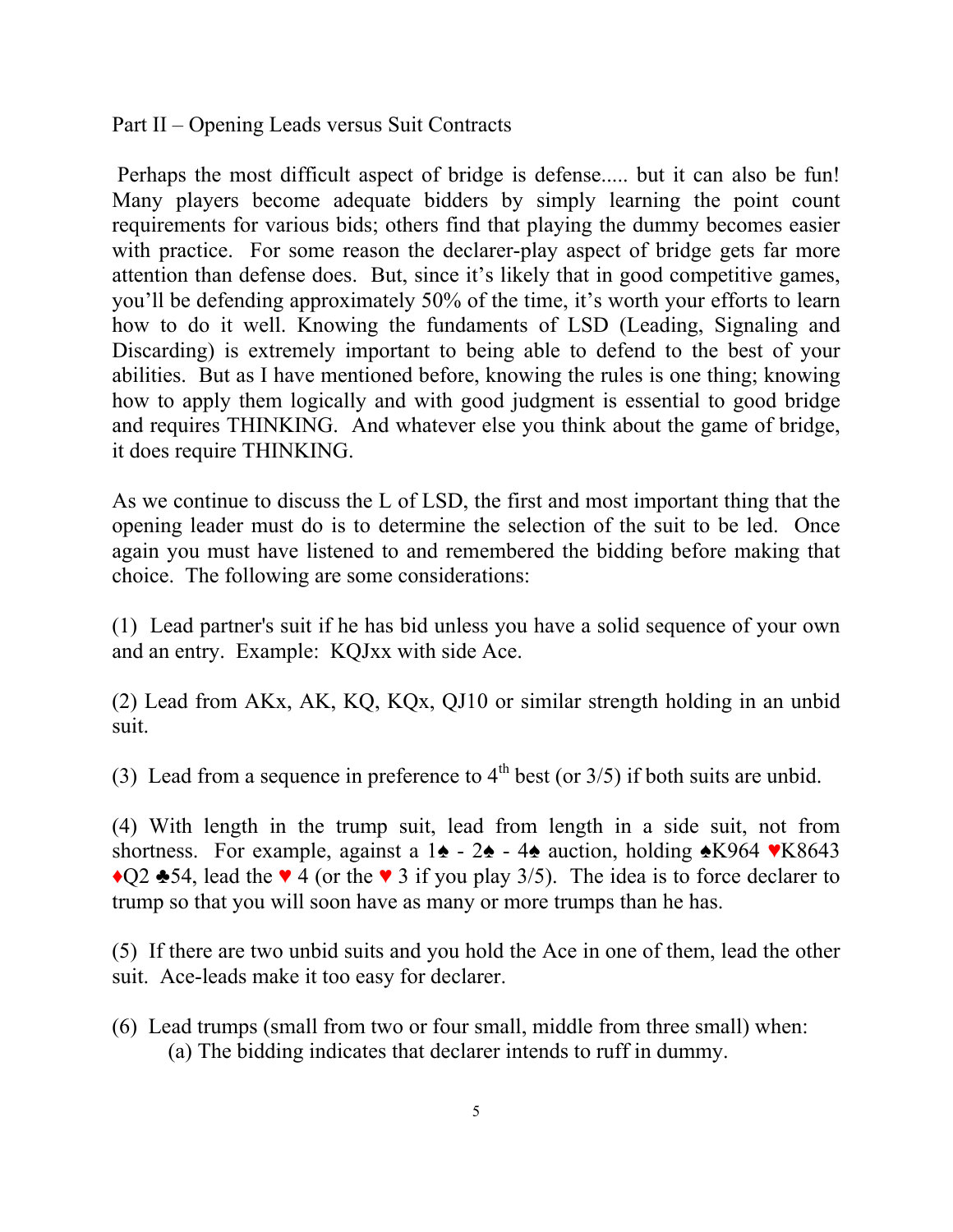## Part II – Opening Leads versus Suit Contracts

Perhaps the most difficult aspect of bridge is defense..... but it can also be fun! Many players become adequate bidders by simply learning the point count requirements for various bids; others find that playing the dummy becomes easier with practice. For some reason the declarer-play aspect of bridge gets far more attention than defense does. But, since it's likely that in good competitive games, you'll be defending approximately 50% of the time, it's worth your efforts to learn how to do it well. Knowing the fundaments of LSD (Leading, Signaling and Discarding) is extremely important to being able to defend to the best of your abilities. But as I have mentioned before, knowing the rules is one thing; knowing how to apply them logically and with good judgment is essential to good bridge and requires THINKING. And whatever else you think about the game of bridge, it does require THINKING.

As we continue to discuss the L of LSD, the first and most important thing that the opening leader must do is to determine the selection of the suit to be led. Once again you must have listened to and remembered the bidding before making that choice. The following are some considerations:

(1) Lead partner's suit if he has bid unless you have a solid sequence of your own and an entry. Example: KQJxx with side Ace.

(2) Lead from AKx, AK, KQ, KQx, QJ10 or similar strength holding in an unbid suit.

(3) Lead from a sequence in preference to 4th best (or 3/5) if both suits are unbid.

(4) With length in the trump suit, lead from length in a side suit, not from shortness. For example, against a 1♠ - 2♠ - 4♠ auction, holding ♠K964 ♥K8643 ♦Q2 ♣54, lead the ♥ 4 (or the ♥ 3 if you play 3/5). The idea is to force declarer to trump so that you will soon have as many or more trumps than he has.

(5) If there are two unbid suits and you hold the Ace in one of them, lead the other suit. Ace-leads make it too easy for declarer.

(6) Lead trumps (small from two or four small, middle from three small) when:
  (a) The bidding indicates that declarer intends to ruff in dummy.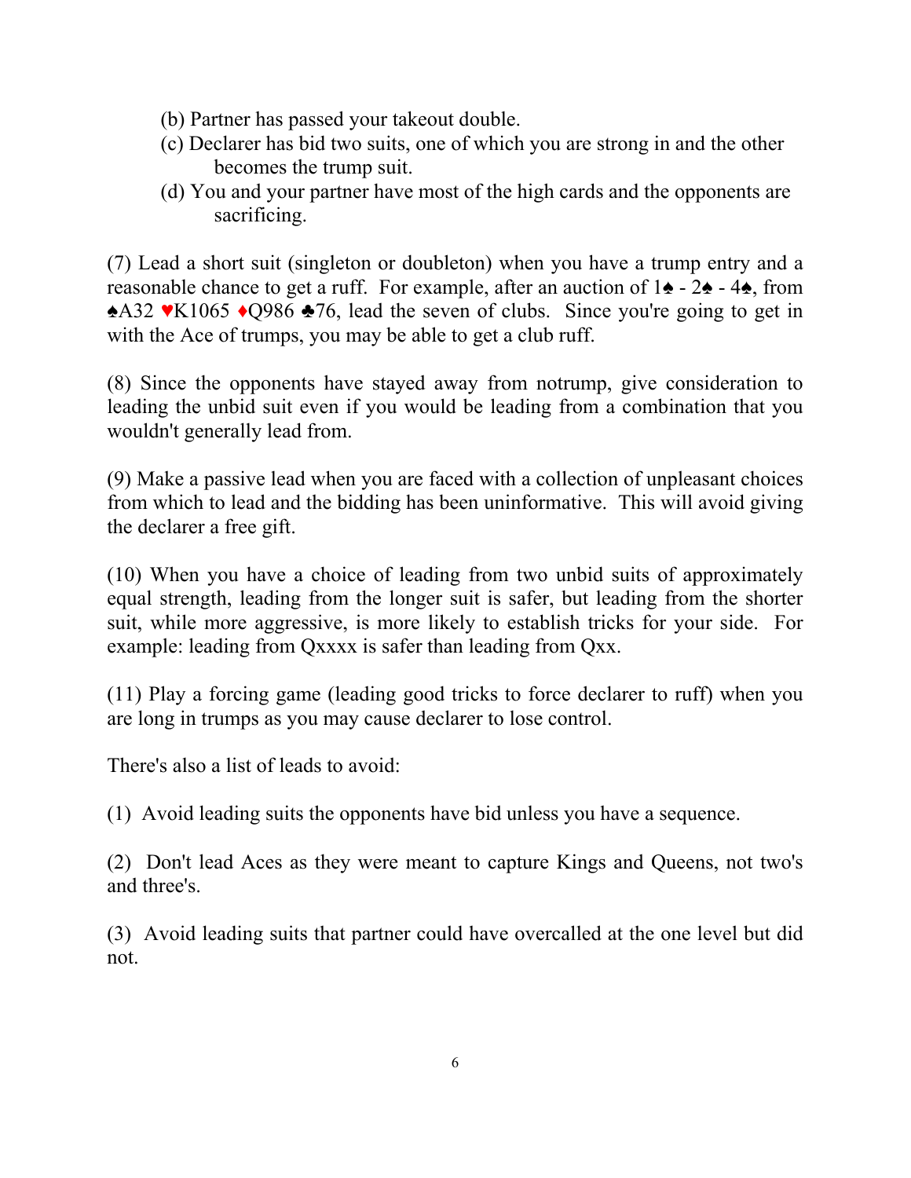(b) Partner has passed your takeout double.

(c) Declarer has bid two suits, one of which you are strong in and the other becomes the trump suit.

(d) You and your partner have most of the high cards and the opponents are sacrificing.

(7) Lead a short suit (singleton or doubleton) when you have a trump entry and a reasonable chance to get a ruff. For example, after an auction of 1♠ - 2♠ - 4♠, from ♠A32 ♥K1065 ♦Q986 ♣76, lead the seven of clubs. Since you're going to get in with the Ace of trumps, you may be able to get a club ruff.

(8) Since the opponents have stayed away from notrump, give consideration to leading the unbid suit even if you would be leading from a combination that you wouldn't generally lead from.

(9) Make a passive lead when you are faced with a collection of unpleasant choices from which to lead and the bidding has been uninformative. This will avoid giving the declarer a free gift.

(10) When you have a choice of leading from two unbid suits of approximately equal strength, leading from the longer suit is safer, but leading from the shorter suit, while more aggressive, is more likely to establish tricks for your side. For example: leading from Qxxxx is safer than leading from Qxx.

(11) Play a forcing game (leading good tricks to force declarer to ruff) when you are long in trumps as you may cause declarer to lose control.

There's also a list of leads to avoid:

(1) Avoid leading suits the opponents have bid unless you have a sequence.

(2) Don't lead Aces as they were meant to capture Kings and Queens, not two's and three's.

(3) Avoid leading suits that partner could have overcalled at the one level but did not.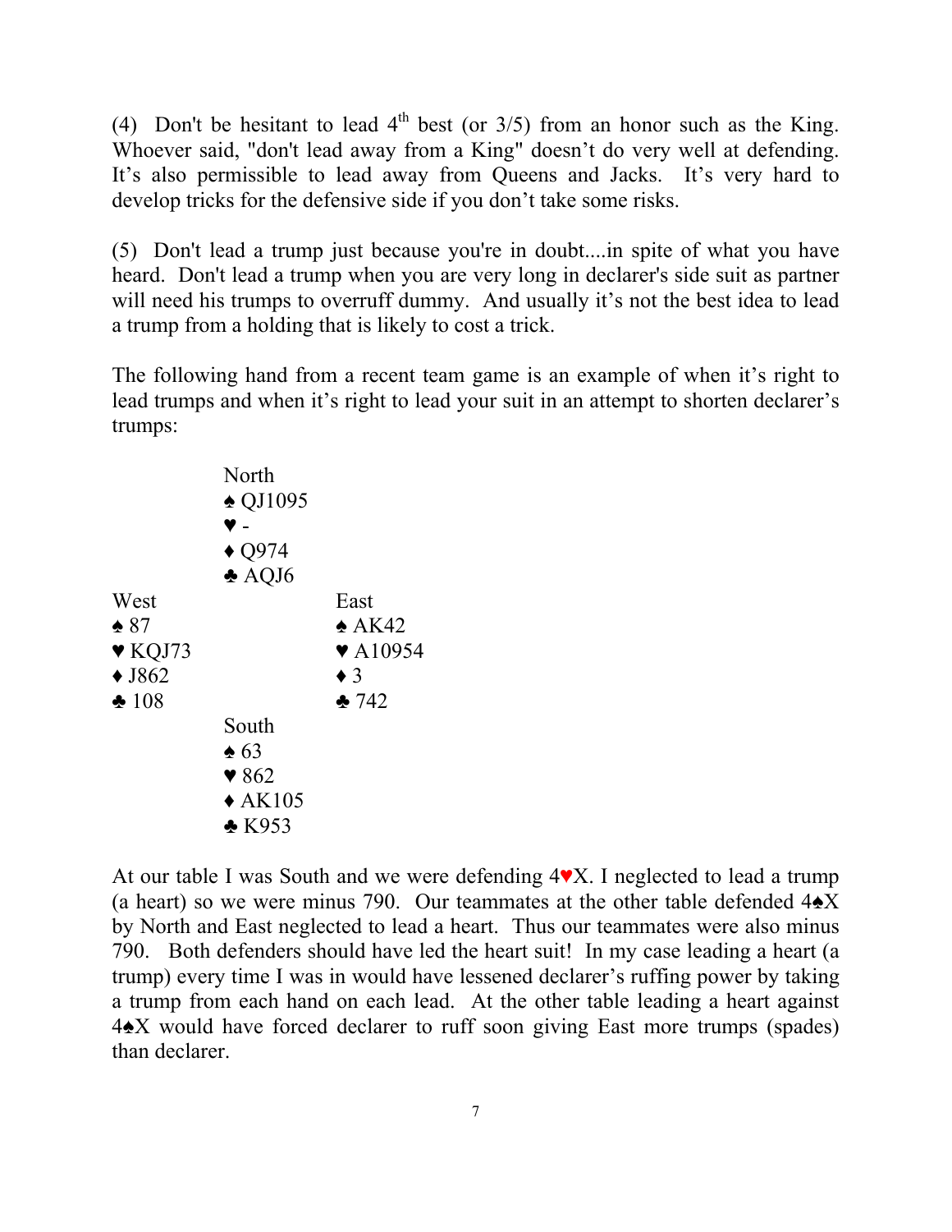(4) Don't be hesitant to lead 4th best (or 3/5) from an honor such as the King. Whoever said, "don't lead away from a King" doesn't do very well at defending. It's also permissible to lead away from Queens and Jacks. It's very hard to develop tricks for the defensive side if you don't take some risks.

(5) Don't lead a trump just because you're in doubt....in spite of what you have heard. Don't lead a trump when you are very long in declarer's side suit as partner will need his trumps to overruff dummy. And usually it's not the best idea to lead a trump from a holding that is likely to cost a trick.

The following hand from a recent team game is an example of when it's right to lead trumps and when it's right to lead your suit in an attempt to shorten declarer's trumps:

```
              North
              ♠ QJ1095
              ♥ -
              ♦ Q974
              ♣ AQJ6
West                        East
♠ 87                        ♠ AK42
♥ KQJ73                     ♥ A10954
♦ J862                      ♦ 3
♣ 108                       ♣ 742
              South
              ♠ 63
              ♥ 862
              ♦ AK105
              ♣ K953
```

At our table I was South and we were defending 4♥X. I neglected to lead a trump (a heart) so we were minus 790. Our teammates at the other table defended 4♠X by North and East neglected to lead a heart. Thus our teammates were also minus 790. Both defenders should have led the heart suit! In my case leading a heart (a trump) every time I was in would have lessened declarer's ruffing power by taking a trump from each hand on each lead. At the other table leading a heart against 4♠X would have forced declarer to ruff soon giving East more trumps (spades) than declarer.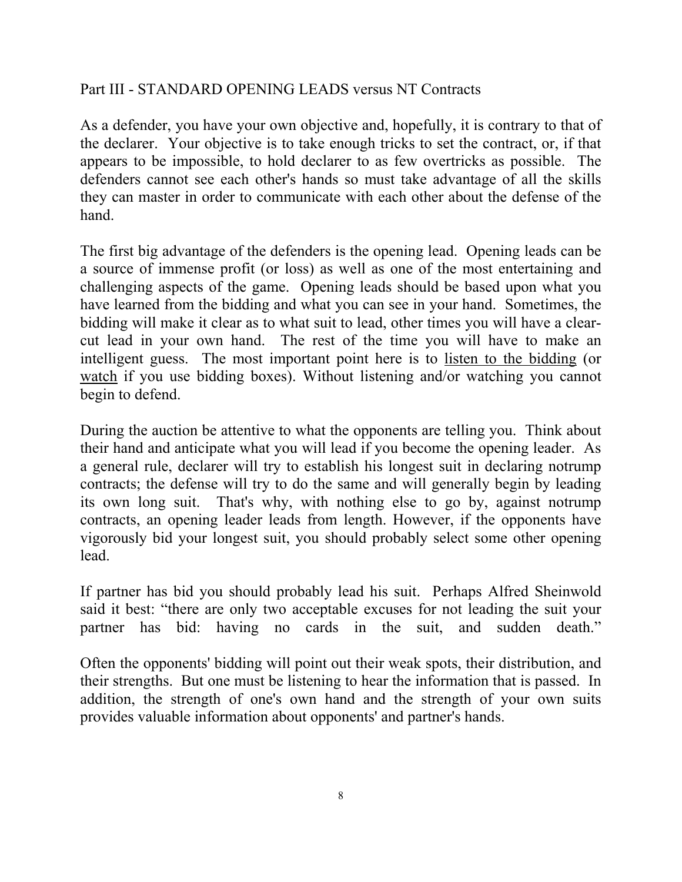## Part III - STANDARD OPENING LEADS versus NT Contracts

As a defender, you have your own objective and, hopefully, it is contrary to that of the declarer. Your objective is to take enough tricks to set the contract, or, if that appears to be impossible, to hold declarer to as few overtricks as possible. The defenders cannot see each other's hands so must take advantage of all the skills they can master in order to communicate with each other about the defense of the hand.

The first big advantage of the defenders is the opening lead. Opening leads can be a source of immense profit (or loss) as well as one of the most entertaining and challenging aspects of the game. Opening leads should be based upon what you have learned from the bidding and what you can see in your hand. Sometimes, the bidding will make it clear as to what suit to lead, other times you will have a clear-cut lead in your own hand. The rest of the time you will have to make an intelligent guess. The most important point here is to <u>listen to the bidding</u> (or <u>watch</u> if you use bidding boxes). Without listening and/or watching you cannot begin to defend.

During the auction be attentive to what the opponents are telling you. Think about their hand and anticipate what you will lead if you become the opening leader. As a general rule, declarer will try to establish his longest suit in declaring notrump contracts; the defense will try to do the same and will generally begin by leading its own long suit. That's why, with nothing else to go by, against notrump contracts, an opening leader leads from length. However, if the opponents have vigorously bid your longest suit, you should probably select some other opening lead.

If partner has bid you should probably lead his suit. Perhaps Alfred Sheinwold said it best: "there are only two acceptable excuses for not leading the suit your partner has bid: having no cards in the suit, and sudden death."

Often the opponents' bidding will point out their weak spots, their distribution, and their strengths. But one must be listening to hear the information that is passed. In addition, the strength of one's own hand and the strength of your own suits provides valuable information about opponents' and partner's hands.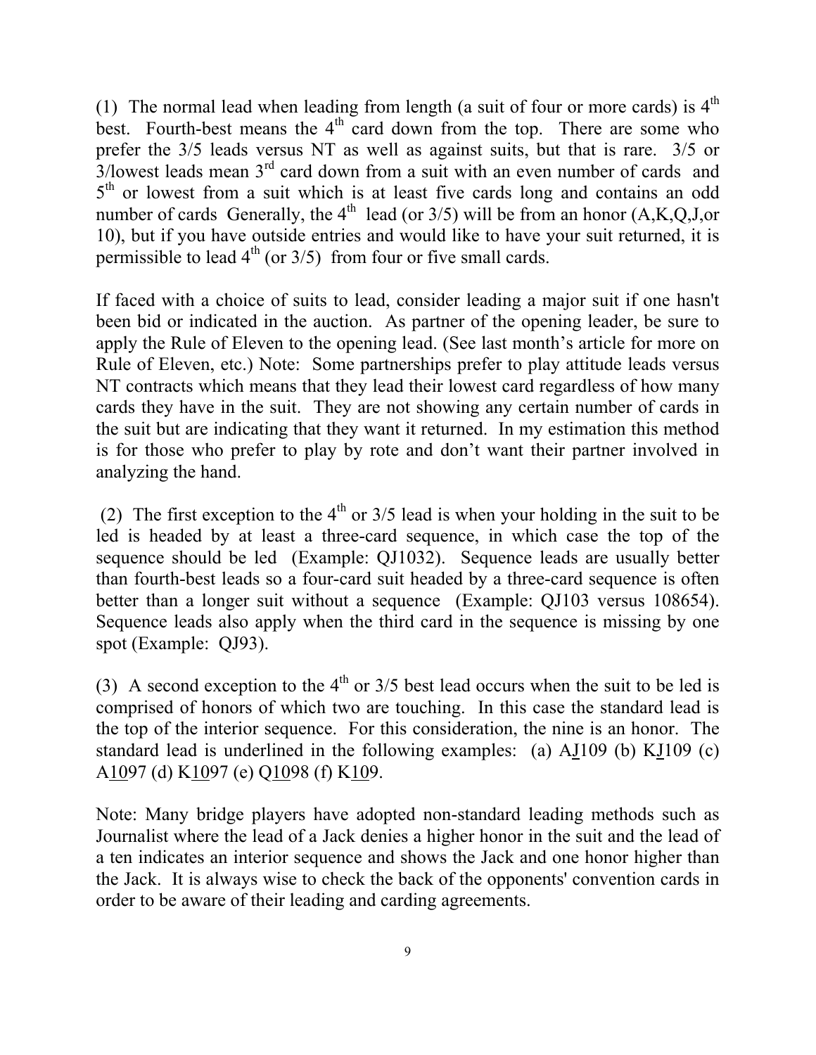(1) The normal lead when leading from length (a suit of four or more cards) is 4th best. Fourth-best means the 4th card down from the top. There are some who prefer the 3/5 leads versus NT as well as against suits, but that is rare. 3/5 or 3/lowest leads mean 3rd card down from a suit with an even number of cards and 5th or lowest from a suit which is at least five cards long and contains an odd number of cards Generally, the 4th lead (or 3/5) will be from an honor (A,K,Q,J,or 10), but if you have outside entries and would like to have your suit returned, it is permissible to lead 4th (or 3/5) from four or five small cards.

If faced with a choice of suits to lead, consider leading a major suit if one hasn't been bid or indicated in the auction. As partner of the opening leader, be sure to apply the Rule of Eleven to the opening lead. (See last month's article for more on Rule of Eleven, etc.) Note: Some partnerships prefer to play attitude leads versus NT contracts which means that they lead their lowest card regardless of how many cards they have in the suit. They are not showing any certain number of cards in the suit but are indicating that they want it returned. In my estimation this method is for those who prefer to play by rote and don't want their partner involved in analyzing the hand.

(2) The first exception to the 4th or 3/5 lead is when your holding in the suit to be led is headed by at least a three-card sequence, in which case the top of the sequence should be led (Example: QJ1032). Sequence leads are usually better than fourth-best leads so a four-card suit headed by a three-card sequence is often better than a longer suit without a sequence (Example: QJ103 versus 108654). Sequence leads also apply when the third card in the sequence is missing by one spot (Example: QJ93).

(3) A second exception to the 4th or 3/5 best lead occurs when the suit to be led is comprised of honors of which two are touching. In this case the standard lead is the top of the interior sequence. For this consideration, the nine is an honor. The standard lead is underlined in the following examples: (a) A<u>J</u>109 (b) K<u>J</u>109 (c) A<u>10</u>97 (d) K<u>10</u>97 (e) Q<u>10</u>98 (f) K<u>10</u>9.

Note: Many bridge players have adopted non-standard leading methods such as Journalist where the lead of a Jack denies a higher honor in the suit and the lead of a ten indicates an interior sequence and shows the Jack and one honor higher than the Jack. It is always wise to check the back of the opponents' convention cards in order to be aware of their leading and carding agreements.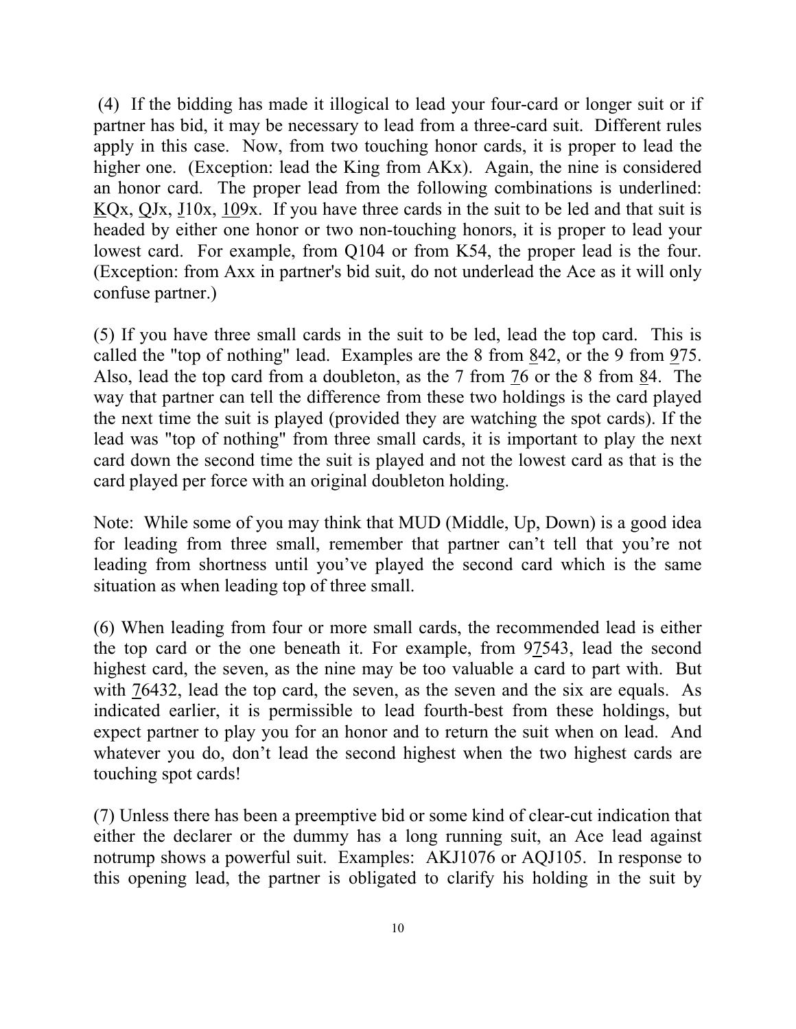(4) If the bidding has made it illogical to lead your four-card or longer suit or if partner has bid, it may be necessary to lead from a three-card suit. Different rules apply in this case. Now, from two touching honor cards, it is proper to lead the higher one. (Exception: lead the King from AKx). Again, the nine is considered an honor card. The proper lead from the following combinations is underlined: <u>K</u>Qx, <u>Q</u>Jx, <u>J</u>10x, <u>10</u>9x. If you have three cards in the suit to be led and that suit is headed by either one honor or two non-touching honors, it is proper to lead your lowest card. For example, from Q104 or from K54, the proper lead is the four. (Exception: from Axx in partner's bid suit, do not underlead the Ace as it will only confuse partner.)

(5) If you have three small cards in the suit to be led, lead the top card. This is called the "top of nothing" lead. Examples are the 8 from <u>8</u>42, or the 9 from <u>9</u>75. Also, lead the top card from a doubleton, as the 7 from <u>7</u>6 or the 8 from <u>8</u>4. The way that partner can tell the difference from these two holdings is the card played the next time the suit is played (provided they are watching the spot cards). If the lead was "top of nothing" from three small cards, it is important to play the next card down the second time the suit is played and not the lowest card as that is the card played per force with an original doubleton holding.

Note: While some of you may think that MUD (Middle, Up, Down) is a good idea for leading from three small, remember that partner can't tell that you're not leading from shortness until you've played the second card which is the same situation as when leading top of three small.

(6) When leading from four or more small cards, the recommended lead is either the top card or the one beneath it. For example, from 9<u>7</u>543, lead the second highest card, the seven, as the nine may be too valuable a card to part with. But with <u>7</u>6432, lead the top card, the seven, as the seven and the six are equals. As indicated earlier, it is permissible to lead fourth-best from these holdings, but expect partner to play you for an honor and to return the suit when on lead. And whatever you do, don't lead the second highest when the two highest cards are touching spot cards!

(7) Unless there has been a preemptive bid or some kind of clear-cut indication that either the declarer or the dummy has a long running suit, an Ace lead against notrump shows a powerful suit. Examples: AKJ1076 or AQJ105. In response to this opening lead, the partner is obligated to clarify his holding in the suit by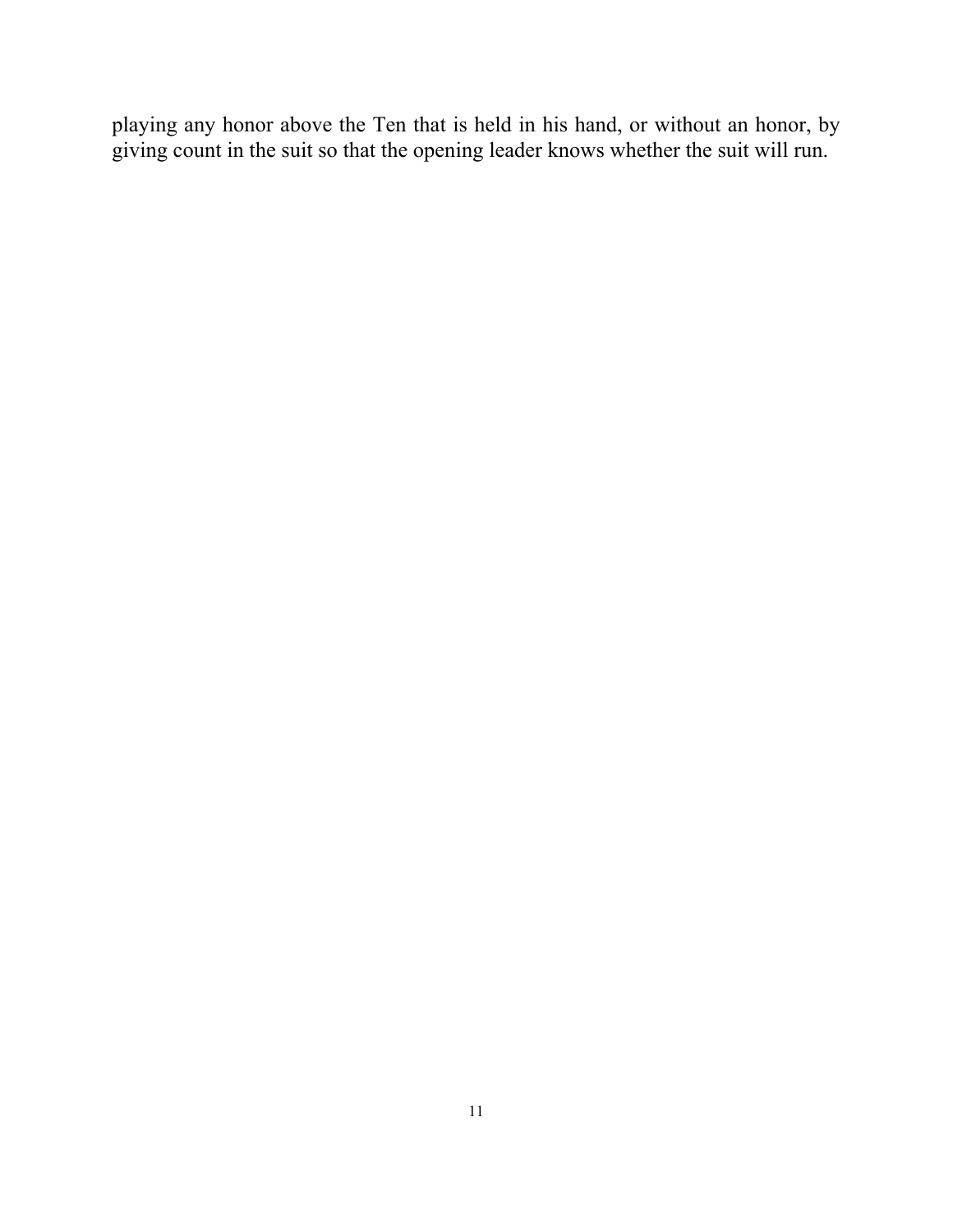playing any honor above the Ten that is held in his hand, or without an honor, by giving count in the suit so that the opening leader knows whether the suit will run.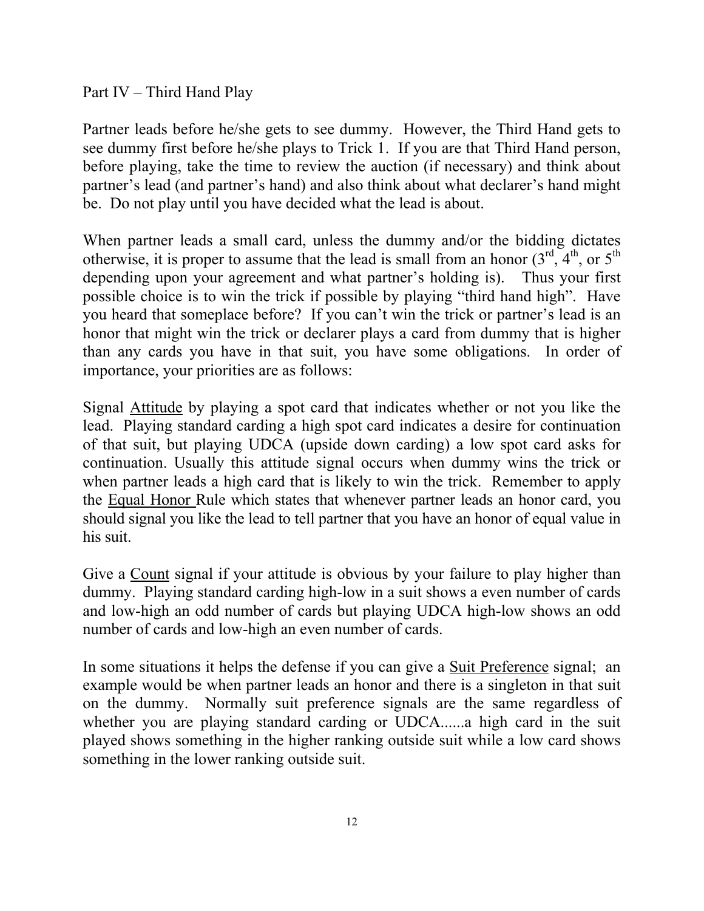## Part IV – Third Hand Play

Partner leads before he/she gets to see dummy. However, the Third Hand gets to see dummy first before he/she plays to Trick 1. If you are that Third Hand person, before playing, take the time to review the auction (if necessary) and think about partner's lead (and partner's hand) and also think about what declarer's hand might be. Do not play until you have decided what the lead is about.

When partner leads a small card, unless the dummy and/or the bidding dictates otherwise, it is proper to assume that the lead is small from an honor (3rd, 4th, or 5th depending upon your agreement and what partner's holding is). Thus your first possible choice is to win the trick if possible by playing "third hand high". Have you heard that someplace before? If you can't win the trick or partner's lead is an honor that might win the trick or declarer plays a card from dummy that is higher than any cards you have in that suit, you have some obligations. In order of importance, your priorities are as follows:

Signal <u>Attitude</u> by playing a spot card that indicates whether or not you like the lead. Playing standard carding a high spot card indicates a desire for continuation of that suit, but playing UDCA (upside down carding) a low spot card asks for continuation. Usually this attitude signal occurs when dummy wins the trick or when partner leads a high card that is likely to win the trick. Remember to apply the <u>Equal Honor</u> Rule which states that whenever partner leads an honor card, you should signal you like the lead to tell partner that you have an honor of equal value in his suit.

Give a <u>Count</u> signal if your attitude is obvious by your failure to play higher than dummy. Playing standard carding high-low in a suit shows a even number of cards and low-high an odd number of cards but playing UDCA high-low shows an odd number of cards and low-high an even number of cards.

In some situations it helps the defense if you can give a <u>Suit Preference</u> signal; an example would be when partner leads an honor and there is a singleton in that suit on the dummy. Normally suit preference signals are the same regardless of whether you are playing standard carding or UDCA......a high card in the suit played shows something in the higher ranking outside suit while a low card shows something in the lower ranking outside suit.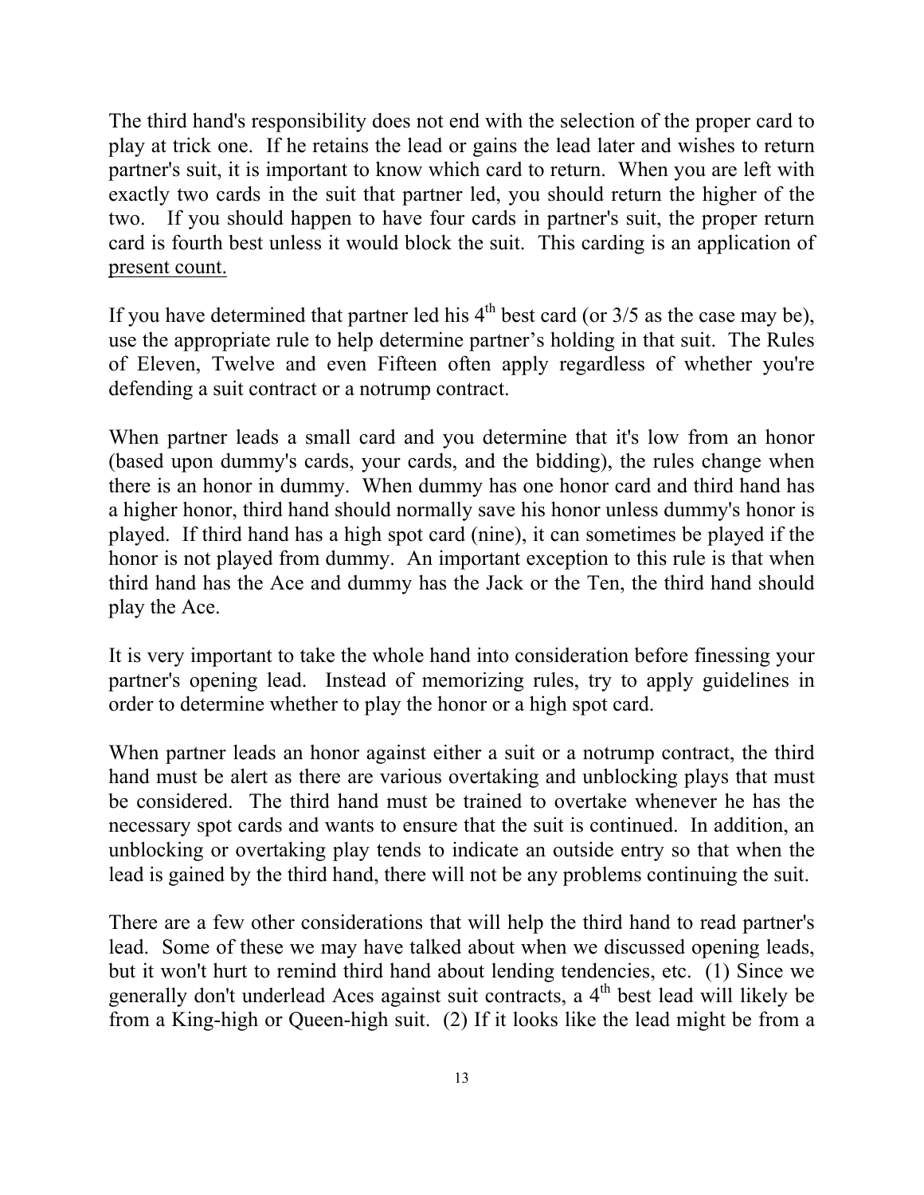The third hand's responsibility does not end with the selection of the proper card to play at trick one. If he retains the lead or gains the lead later and wishes to return partner's suit, it is important to know which card to return. When you are left with exactly two cards in the suit that partner led, you should return the higher of the two. If you should happen to have four cards in partner's suit, the proper return card is fourth best unless it would block the suit. This carding is an application of present count.

If you have determined that partner led his 4th best card (or 3/5 as the case may be), use the appropriate rule to help determine partner's holding in that suit. The Rules of Eleven, Twelve and even Fifteen often apply regardless of whether you're defending a suit contract or a notrump contract.

When partner leads a small card and you determine that it's low from an honor (based upon dummy's cards, your cards, and the bidding), the rules change when there is an honor in dummy. When dummy has one honor card and third hand has a higher honor, third hand should normally save his honor unless dummy's honor is played. If third hand has a high spot card (nine), it can sometimes be played if the honor is not played from dummy. An important exception to this rule is that when third hand has the Ace and dummy has the Jack or the Ten, the third hand should play the Ace.

It is very important to take the whole hand into consideration before finessing your partner's opening lead. Instead of memorizing rules, try to apply guidelines in order to determine whether to play the honor or a high spot card.

When partner leads an honor against either a suit or a notrump contract, the third hand must be alert as there are various overtaking and unblocking plays that must be considered. The third hand must be trained to overtake whenever he has the necessary spot cards and wants to ensure that the suit is continued. In addition, an unblocking or overtaking play tends to indicate an outside entry so that when the lead is gained by the third hand, there will not be any problems continuing the suit.

There are a few other considerations that will help the third hand to read partner's lead. Some of these we may have talked about when we discussed opening leads, but it won't hurt to remind third hand about lending tendencies, etc. (1) Since we generally don't underlead Aces against suit contracts, a 4th best lead will likely be from a King-high or Queen-high suit. (2) If it looks like the lead might be from a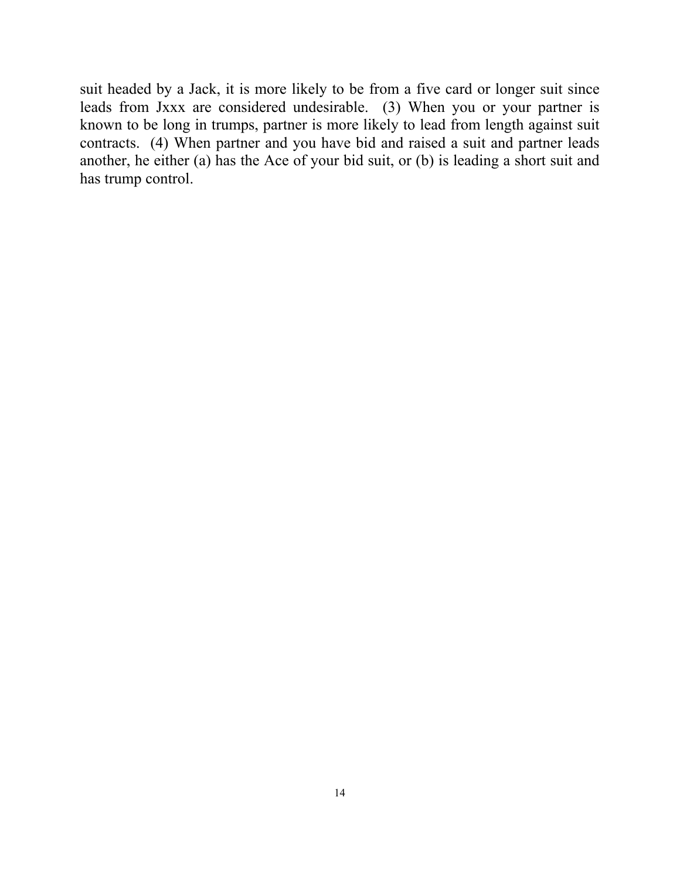suit headed by a Jack, it is more likely to be from a five card or longer suit since leads from Jxxx are considered undesirable. (3) When you or your partner is known to be long in trumps, partner is more likely to lead from length against suit contracts. (4) When partner and you have bid and raised a suit and partner leads another, he either (a) has the Ace of your bid suit, or (b) is leading a short suit and has trump control.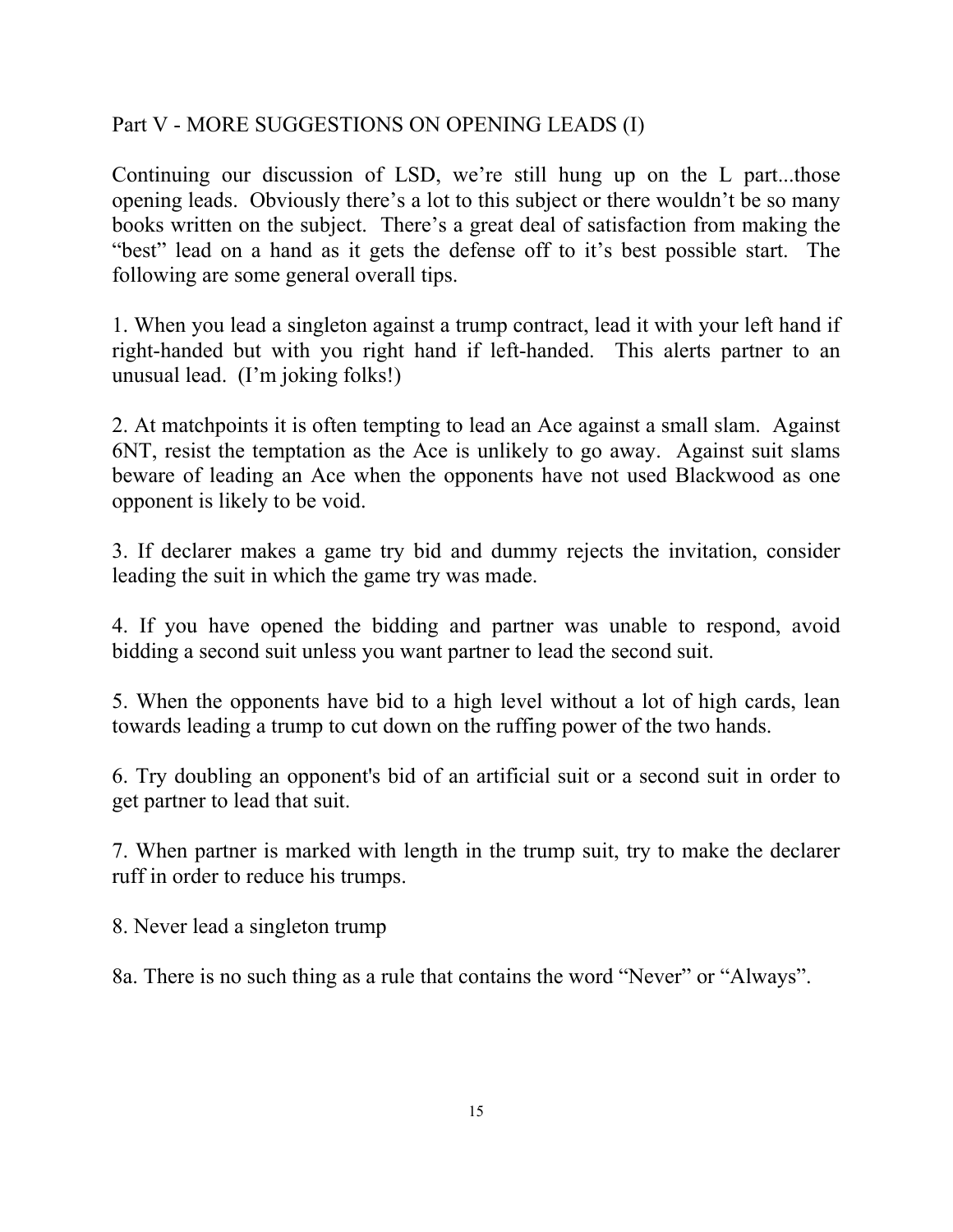## Part V - MORE SUGGESTIONS ON OPENING LEADS (I)

Continuing our discussion of LSD, we're still hung up on the L part...those opening leads. Obviously there's a lot to this subject or there wouldn't be so many books written on the subject. There's a great deal of satisfaction from making the "best" lead on a hand as it gets the defense off to it's best possible start. The following are some general overall tips.

1. When you lead a singleton against a trump contract, lead it with your left hand if right-handed but with you right hand if left-handed. This alerts partner to an unusual lead. (I'm joking folks!)

2. At matchpoints it is often tempting to lead an Ace against a small slam. Against 6NT, resist the temptation as the Ace is unlikely to go away. Against suit slams beware of leading an Ace when the opponents have not used Blackwood as one opponent is likely to be void.

3. If declarer makes a game try bid and dummy rejects the invitation, consider leading the suit in which the game try was made.

4. If you have opened the bidding and partner was unable to respond, avoid bidding a second suit unless you want partner to lead the second suit.

5. When the opponents have bid to a high level without a lot of high cards, lean towards leading a trump to cut down on the ruffing power of the two hands.

6. Try doubling an opponent's bid of an artificial suit or a second suit in order to get partner to lead that suit.

7. When partner is marked with length in the trump suit, try to make the declarer ruff in order to reduce his trumps.

8. Never lead a singleton trump

8a. There is no such thing as a rule that contains the word "Never" or "Always".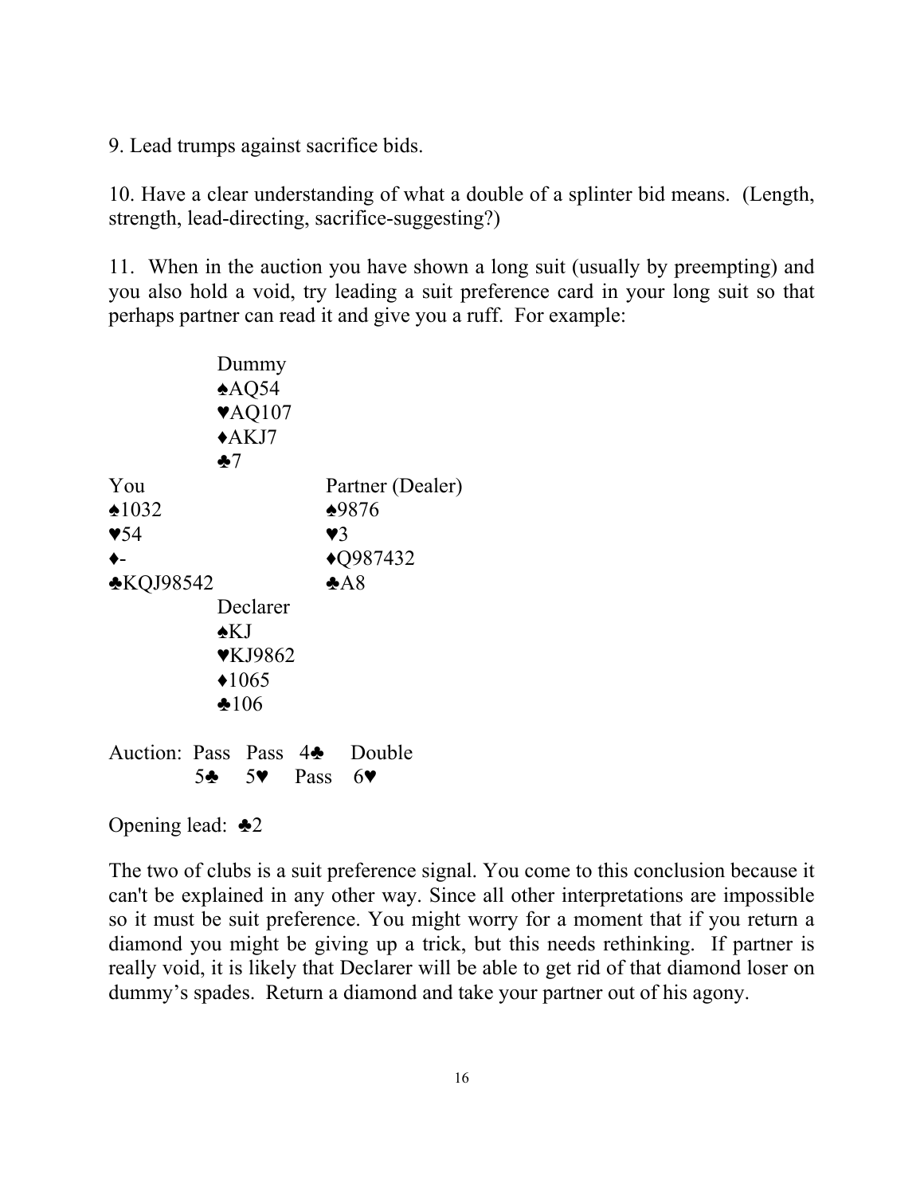9. Lead trumps against sacrifice bids.

10. Have a clear understanding of what a double of a splinter bid means. (Length, strength, lead-directing, sacrifice-suggesting?)

11. When in the auction you have shown a long suit (usually by preempting) and you also hold a void, try leading a suit preference card in your long suit so that perhaps partner can read it and give you a ruff. For example:

```
              Dummy
              ♠AQ54
              ♥AQ107
              ♦AKJ7
              ♣7
You                       Partner (Dealer)
♠1032                     ♠9876
♥54                       ♥3
♦-                        ♦Q987432
♣KQJ98542                 ♣A8
              Declarer
              ♠KJ
              ♥KJ9862
              ♦1065
              ♣106
```

Auction: Pass Pass 4♣ Double
5♣ 5♥ Pass 6♥

Opening lead: ♣2

The two of clubs is a suit preference signal. You come to this conclusion because it can't be explained in any other way. Since all other interpretations are impossible so it must be suit preference. You might worry for a moment that if you return a diamond you might be giving up a trick, but this needs rethinking. If partner is really void, it is likely that Declarer will be able to get rid of that diamond loser on dummy's spades. Return a diamond and take your partner out of his agony.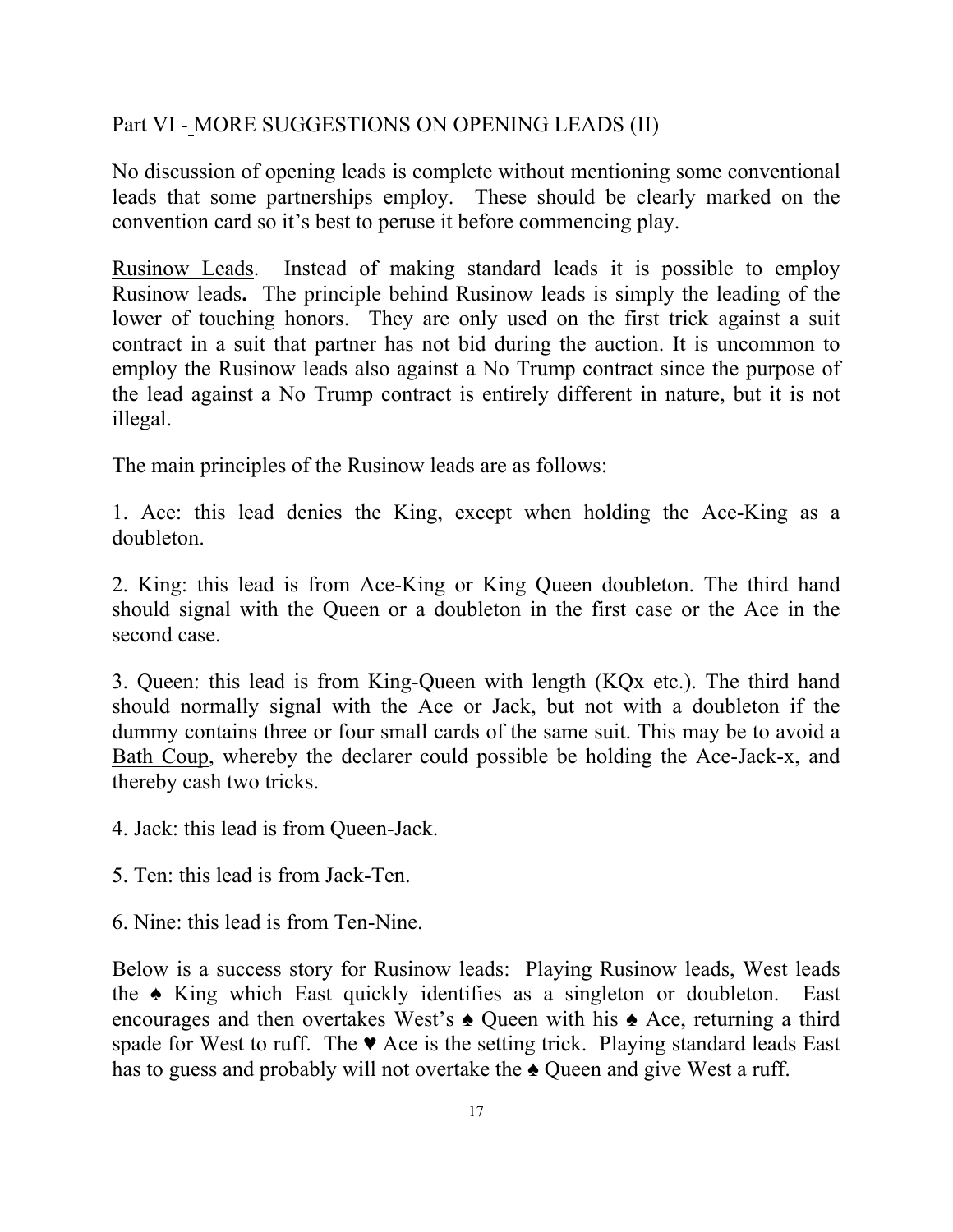Part VI - MORE SUGGESTIONS ON OPENING LEADS (II)

No discussion of opening leads is complete without mentioning some conventional leads that some partnerships employ. These should be clearly marked on the convention card so it's best to peruse it before commencing play.

Rusinow Leads. Instead of making standard leads it is possible to employ Rusinow leads**.** The principle behind Rusinow leads is simply the leading of the lower of touching honors. They are only used on the first trick against a suit contract in a suit that partner has not bid during the auction. It is uncommon to employ the Rusinow leads also against a No Trump contract since the purpose of the lead against a No Trump contract is entirely different in nature, but it is not illegal.

The main principles of the Rusinow leads are as follows:

1. Ace: this lead denies the King, except when holding the Ace-King as a doubleton.

2. King: this lead is from Ace-King or King Queen doubleton. The third hand should signal with the Queen or a doubleton in the first case or the Ace in the second case.

3. Queen: this lead is from King-Queen with length (KQx etc.). The third hand should normally signal with the Ace or Jack, but not with a doubleton if the dummy contains three or four small cards of the same suit. This may be to avoid a Bath Coup, whereby the declarer could possible be holding the Ace-Jack-x, and thereby cash two tricks.

4. Jack: this lead is from Queen-Jack.

5. Ten: this lead is from Jack-Ten.

6. Nine: this lead is from Ten-Nine.

Below is a success story for Rusinow leads: Playing Rusinow leads, West leads the ♠ King which East quickly identifies as a singleton or doubleton. East encourages and then overtakes West's ♠ Queen with his ♠ Ace, returning a third spade for West to ruff. The ♥ Ace is the setting trick. Playing standard leads East has to guess and probably will not overtake the ♠ Queen and give West a ruff.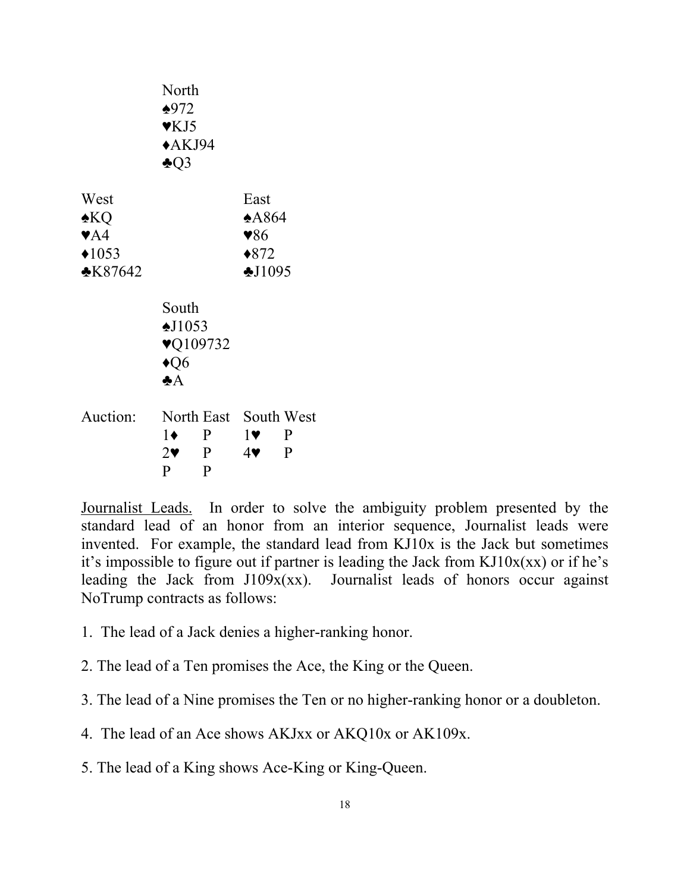North
♠972
♥KJ5
♦AKJ94
♣Q3

| West | | East |
|---|---|---|
| ♠KQ | | ♠A864 |
| ♥A4 | | ♥86 |
| ♦1053 | | ♦872 |
| ♣K87642 | | ♣J1095 |

South
♠J1053
♥Q109732
♦Q6
♣A

| Auction: | North | East | South | West |
|---|---|---|---|---|
| | 1♦ | P | 1♥ | P |
| | 2♥ | P | 4♥ | P |
| | P | P | | |

Journalist Leads. In order to solve the ambiguity problem presented by the standard lead of an honor from an interior sequence, Journalist leads were invented. For example, the standard lead from KJ10x is the Jack but sometimes it's impossible to figure out if partner is leading the Jack from KJ10x(xx) or if he's leading the Jack from J109x(xx). Journalist leads of honors occur against NoTrump contracts as follows:

1. The lead of a Jack denies a higher-ranking honor.

2. The lead of a Ten promises the Ace, the King or the Queen.

3. The lead of a Nine promises the Ten or no higher-ranking honor or a doubleton.

4. The lead of an Ace shows AKJxx or AKQ10x or AK109x.

5. The lead of a King shows Ace-King or King-Queen.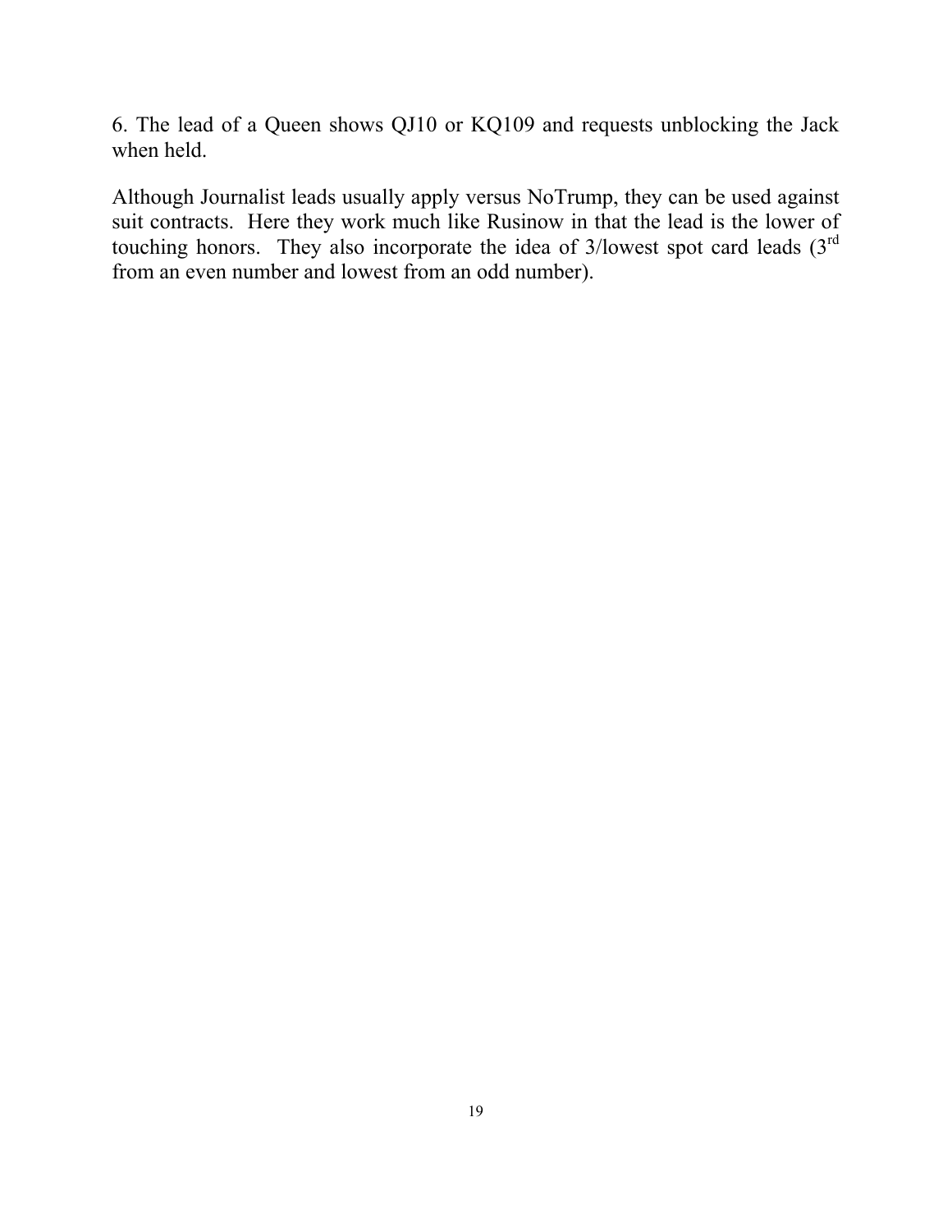6. The lead of a Queen shows QJ10 or KQ109 and requests unblocking the Jack when held.

Although Journalist leads usually apply versus NoTrump, they can be used against suit contracts. Here they work much like Rusinow in that the lead is the lower of touching honors. They also incorporate the idea of 3/lowest spot card leads (3rd from an even number and lowest from an odd number).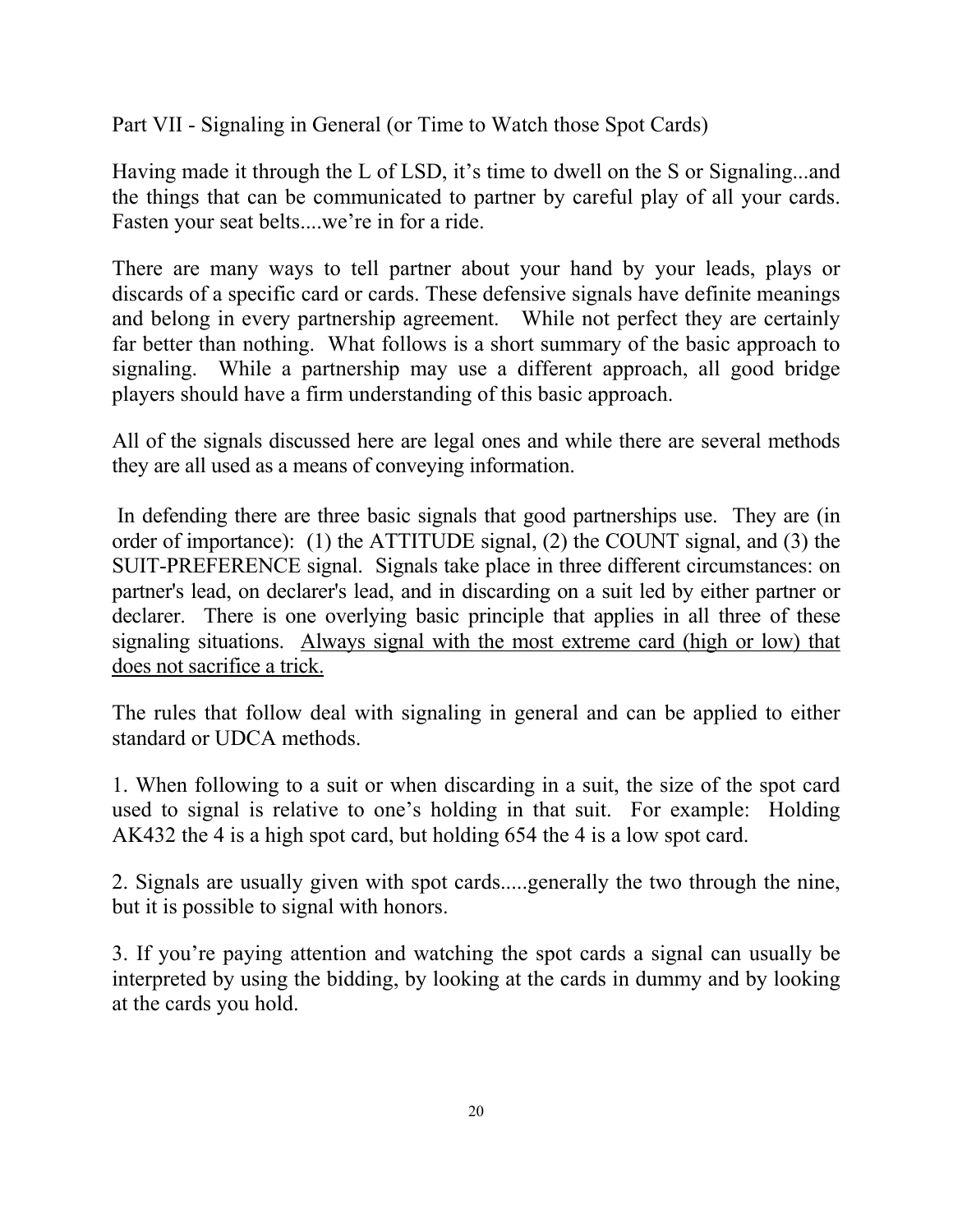## Part VII - Signaling in General (or Time to Watch those Spot Cards)

Having made it through the L of LSD, it's time to dwell on the S or Signaling...and the things that can be communicated to partner by careful play of all your cards. Fasten your seat belts....we're in for a ride.

There are many ways to tell partner about your hand by your leads, plays or discards of a specific card or cards. These defensive signals have definite meanings and belong in every partnership agreement. While not perfect they are certainly far better than nothing. What follows is a short summary of the basic approach to signaling. While a partnership may use a different approach, all good bridge players should have a firm understanding of this basic approach.

All of the signals discussed here are legal ones and while there are several methods they are all used as a means of conveying information.

In defending there are three basic signals that good partnerships use. They are (in order of importance): (1) the ATTITUDE signal, (2) the COUNT signal, and (3) the SUIT-PREFERENCE signal. Signals take place in three different circumstances: on partner's lead, on declarer's lead, and in discarding on a suit led by either partner or declarer. There is one overlying basic principle that applies in all three of these signaling situations. <u>Always signal with the most extreme card (high or low) that does not sacrifice a trick.</u>

The rules that follow deal with signaling in general and can be applied to either standard or UDCA methods.

1. When following to a suit or when discarding in a suit, the size of the spot card used to signal is relative to one's holding in that suit. For example: Holding AK432 the 4 is a high spot card, but holding 654 the 4 is a low spot card.

2. Signals are usually given with spot cards.....generally the two through the nine, but it is possible to signal with honors.

3. If you're paying attention and watching the spot cards a signal can usually be interpreted by using the bidding, by looking at the cards in dummy and by looking at the cards you hold.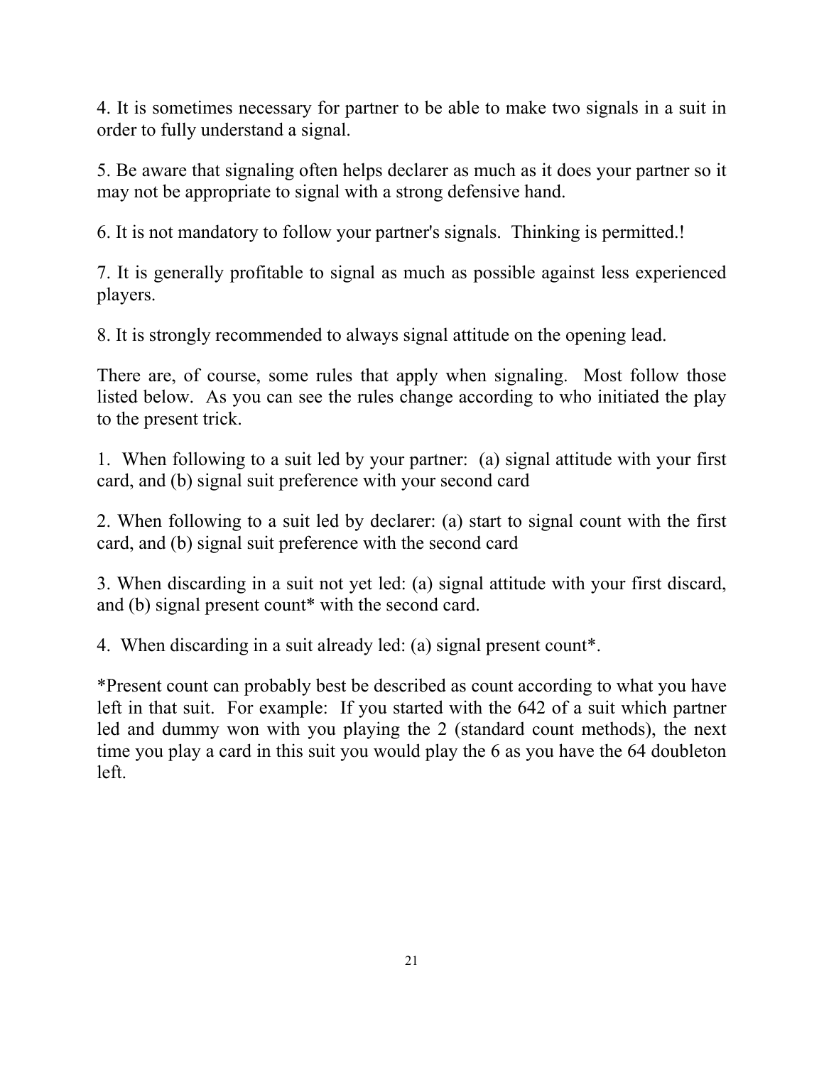4. It is sometimes necessary for partner to be able to make two signals in a suit in order to fully understand a signal.

5. Be aware that signaling often helps declarer as much as it does your partner so it may not be appropriate to signal with a strong defensive hand.

6. It is not mandatory to follow your partner's signals.  Thinking is permitted.!

7. It is generally profitable to signal as much as possible against less experienced players.

8. It is strongly recommended to always signal attitude on the opening lead.

There are, of course, some rules that apply when signaling.  Most follow those listed below.  As you can see the rules change according to who initiated the play to the present trick.

1.  When following to a suit led by your partner:  (a) signal attitude with your first card, and (b) signal suit preference with your second card

2. When following to a suit led by declarer: (a) start to signal count with the first card, and (b) signal suit preference with the second card

3. When discarding in a suit not yet led: (a) signal attitude with your first discard, and (b) signal present count* with the second card.

4.  When discarding in a suit already led: (a) signal present count*.

*Present count can probably best be described as count according to what you have left in that suit.  For example:  If you started with the 642 of a suit which partner led and dummy won with you playing the 2 (standard count methods), the next time you play a card in this suit you would play the 6 as you have the 64 doubleton left.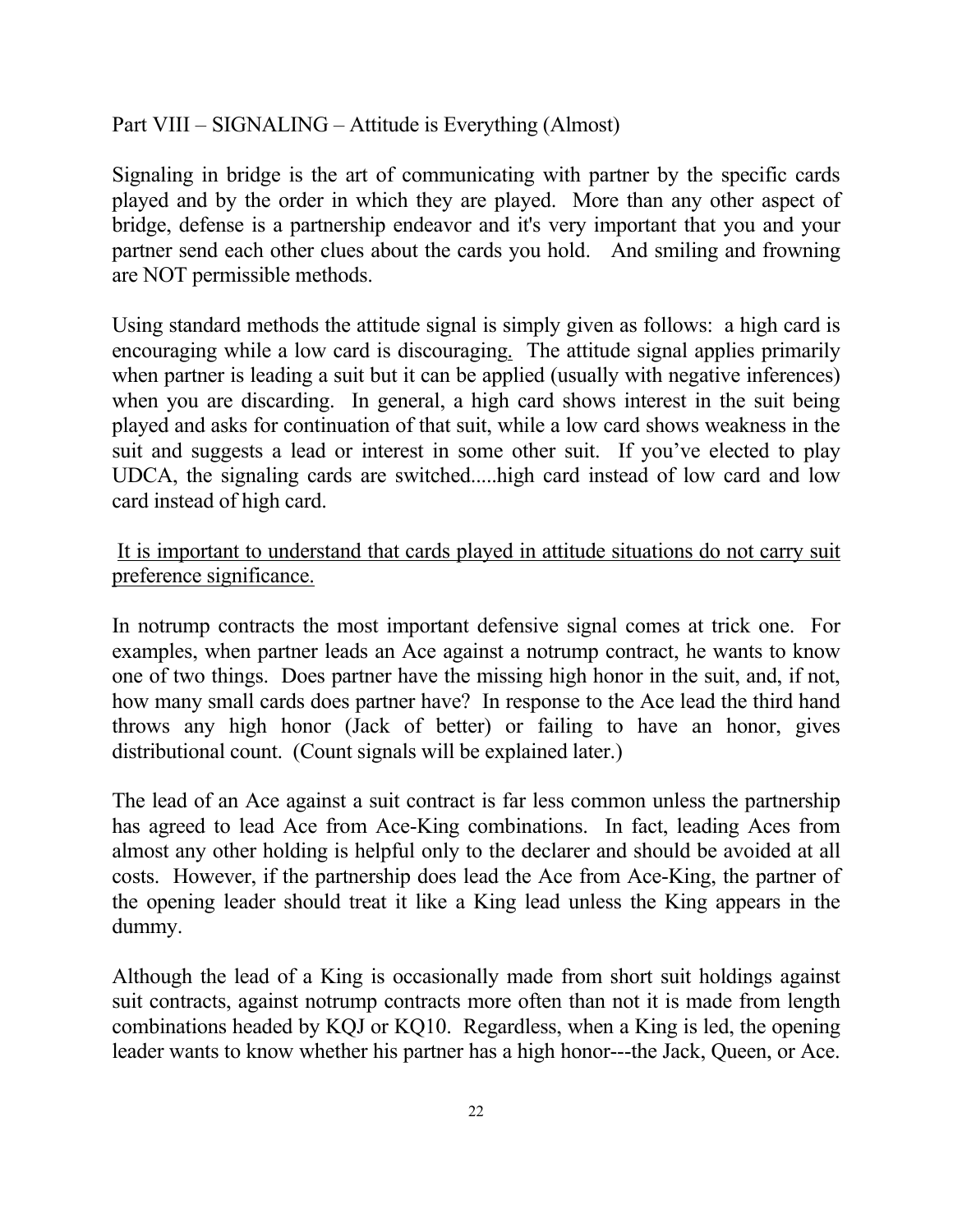## Part VIII – SIGNALING – Attitude is Everything (Almost)

Signaling in bridge is the art of communicating with partner by the specific cards played and by the order in which they are played. More than any other aspect of bridge, defense is a partnership endeavor and it's very important that you and your partner send each other clues about the cards you hold. And smiling and frowning are NOT permissible methods.

Using standard methods the attitude signal is simply given as follows: a high card is encouraging while a low card is discouraging. The attitude signal applies primarily when partner is leading a suit but it can be applied (usually with negative inferences) when you are discarding. In general, a high card shows interest in the suit being played and asks for continuation of that suit, while a low card shows weakness in the suit and suggests a lead or interest in some other suit. If you've elected to play UDCA, the signaling cards are switched.....high card instead of low card and low card instead of high card.

<u>It is important to understand that cards played in attitude situations do not carry suit preference significance.</u>

In notrump contracts the most important defensive signal comes at trick one. For examples, when partner leads an Ace against a notrump contract, he wants to know one of two things. Does partner have the missing high honor in the suit, and, if not, how many small cards does partner have? In response to the Ace lead the third hand throws any high honor (Jack of better) or failing to have an honor, gives distributional count. (Count signals will be explained later.)

The lead of an Ace against a suit contract is far less common unless the partnership has agreed to lead Ace from Ace-King combinations. In fact, leading Aces from almost any other holding is helpful only to the declarer and should be avoided at all costs. However, if the partnership does lead the Ace from Ace-King, the partner of the opening leader should treat it like a King lead unless the King appears in the dummy.

Although the lead of a King is occasionally made from short suit holdings against suit contracts, against notrump contracts more often than not it is made from length combinations headed by KQJ or KQ10. Regardless, when a King is led, the opening leader wants to know whether his partner has a high honor---the Jack, Queen, or Ace.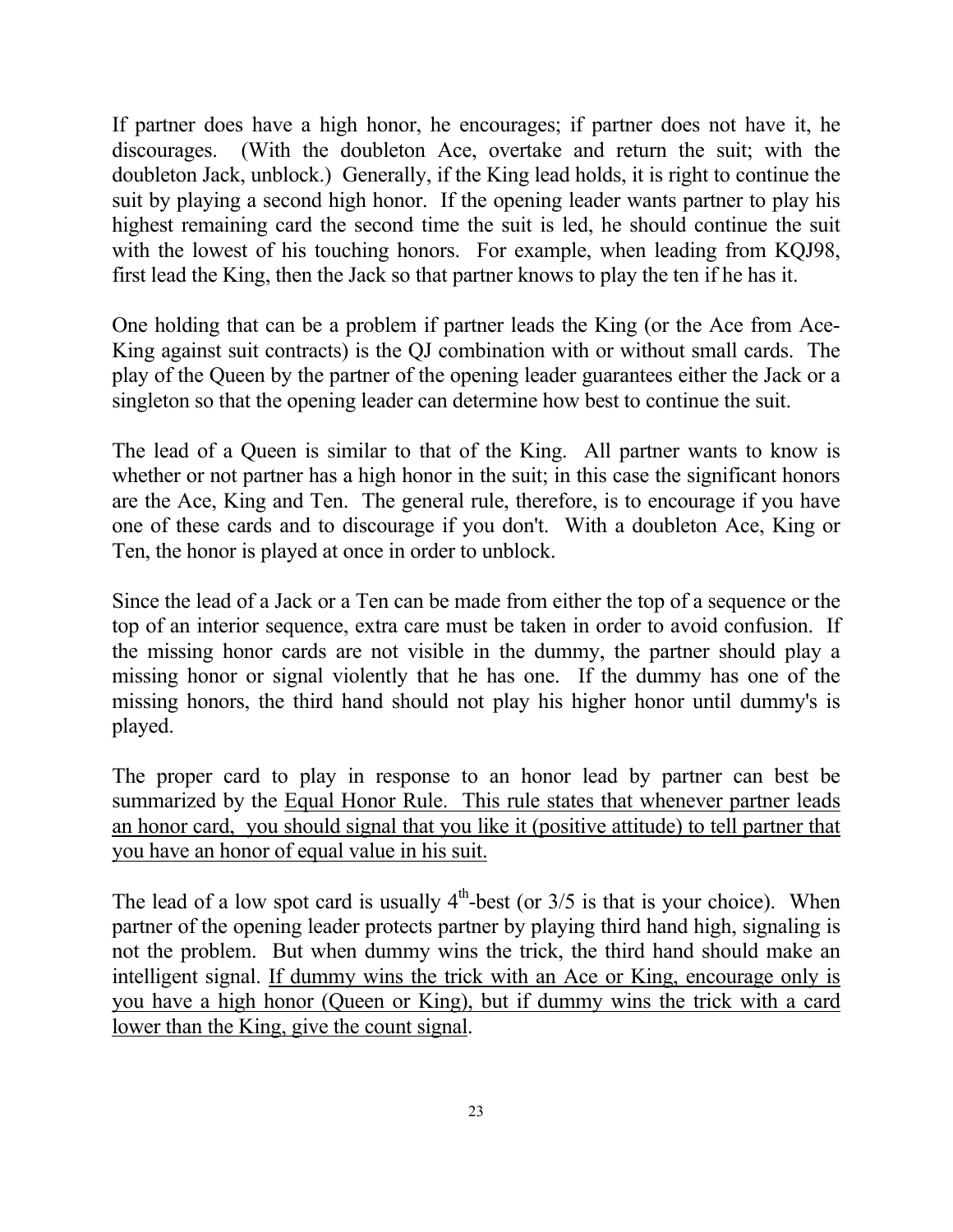If partner does have a high honor, he encourages; if partner does not have it, he discourages. (With the doubleton Ace, overtake and return the suit; with the doubleton Jack, unblock.) Generally, if the King lead holds, it is right to continue the suit by playing a second high honor. If the opening leader wants partner to play his highest remaining card the second time the suit is led, he should continue the suit with the lowest of his touching honors. For example, when leading from KQJ98, first lead the King, then the Jack so that partner knows to play the ten if he has it.

One holding that can be a problem if partner leads the King (or the Ace from Ace-King against suit contracts) is the QJ combination with or without small cards. The play of the Queen by the partner of the opening leader guarantees either the Jack or a singleton so that the opening leader can determine how best to continue the suit.

The lead of a Queen is similar to that of the King. All partner wants to know is whether or not partner has a high honor in the suit; in this case the significant honors are the Ace, King and Ten. The general rule, therefore, is to encourage if you have one of these cards and to discourage if you don't. With a doubleton Ace, King or Ten, the honor is played at once in order to unblock.

Since the lead of a Jack or a Ten can be made from either the top of a sequence or the top of an interior sequence, extra care must be taken in order to avoid confusion. If the missing honor cards are not visible in the dummy, the partner should play a missing honor or signal violently that he has one. If the dummy has one of the missing honors, the third hand should not play his higher honor until dummy's is played.

The proper card to play in response to an honor lead by partner can best be summarized by the <u>Equal Honor Rule. This rule states that whenever partner leads an honor card, you should signal that you like it (positive attitude) to tell partner that you have an honor of equal value in his suit.</u>

The lead of a low spot card is usually 4$^{th}$-best (or 3/5 is that is your choice). When partner of the opening leader protects partner by playing third hand high, signaling is not the problem. But when dummy wins the trick, the third hand should make an intelligent signal. <u>If dummy wins the trick with an Ace or King, encourage only is you have a high honor (Queen or King), but if dummy wins the trick with a card lower than the King, give the count signal</u>.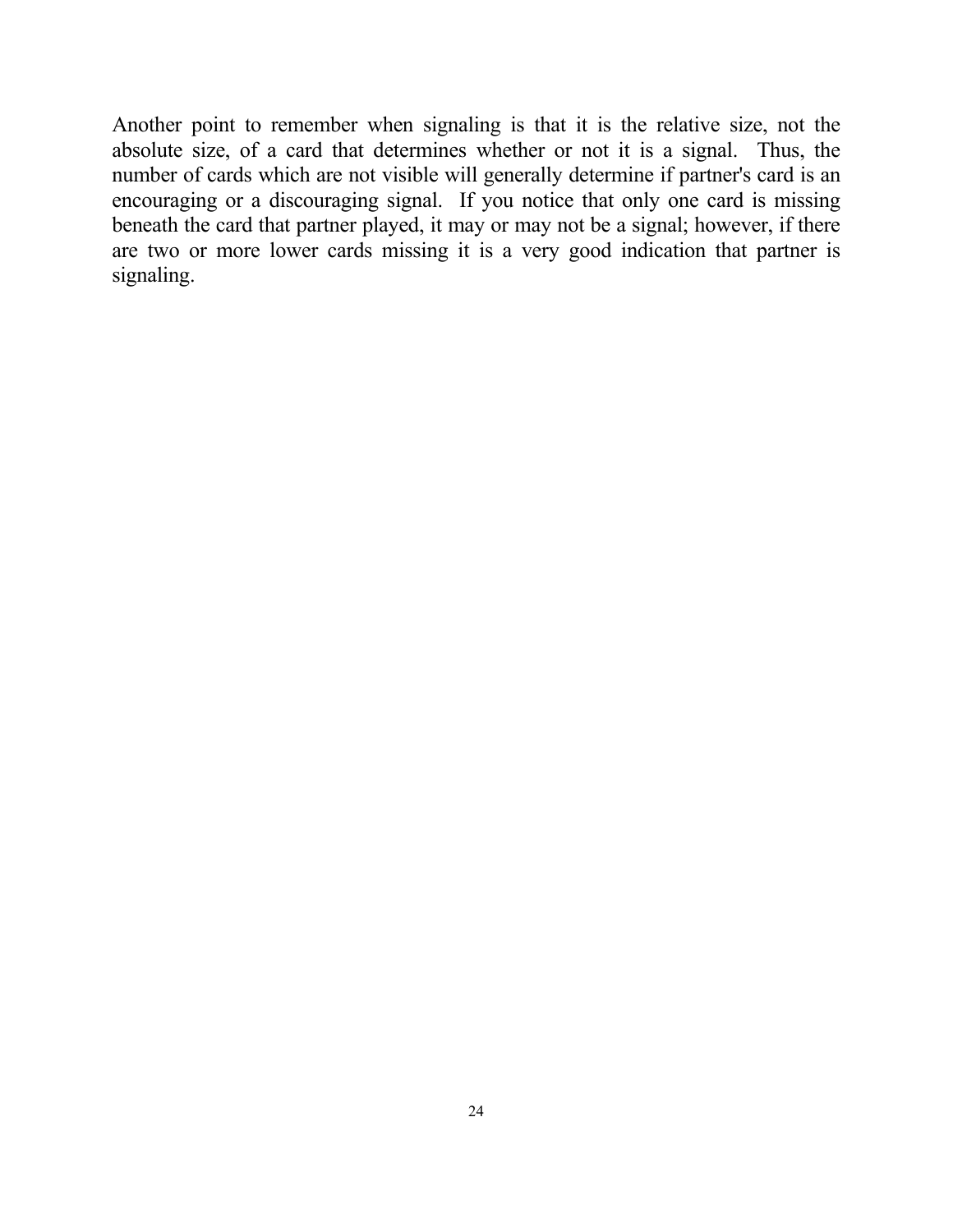Another point to remember when signaling is that it is the relative size, not the absolute size, of a card that determines whether or not it is a signal. Thus, the number of cards which are not visible will generally determine if partner's card is an encouraging or a discouraging signal. If you notice that only one card is missing beneath the card that partner played, it may or may not be a signal; however, if there are two or more lower cards missing it is a very good indication that partner is signaling.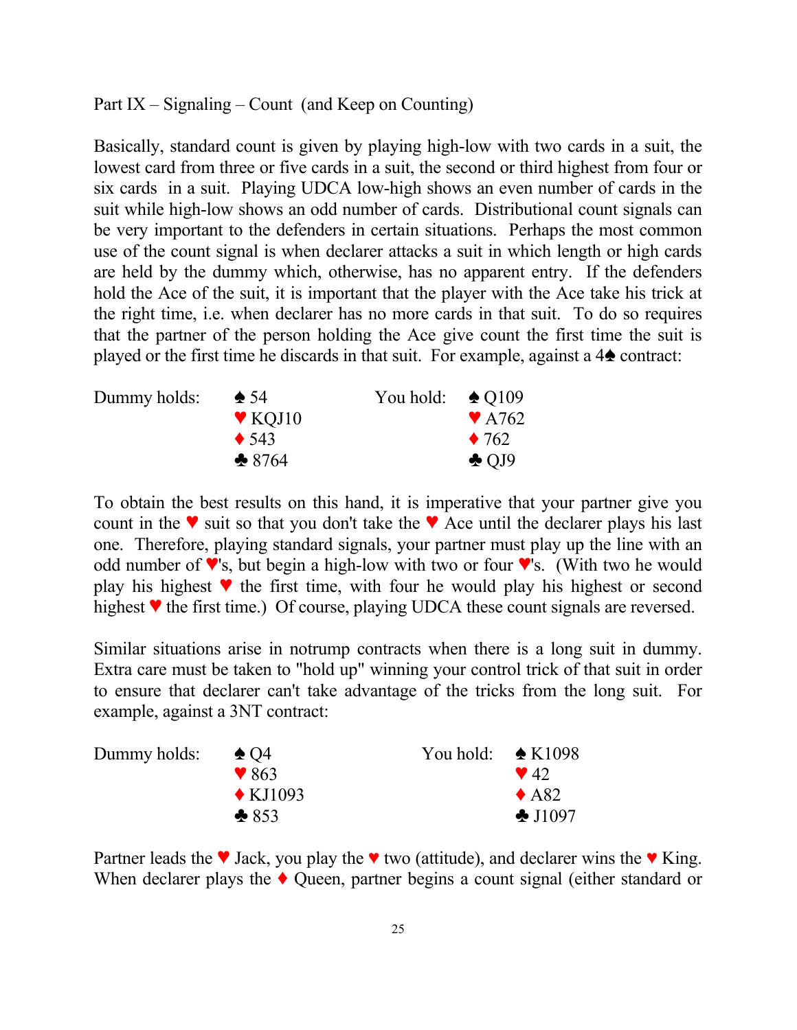Part IX – Signaling – Count (and Keep on Counting)

Basically, standard count is given by playing high-low with two cards in a suit, the lowest card from three or five cards in a suit, the second or third highest from four or six cards in a suit. Playing UDCA low-high shows an even number of cards in the suit while high-low shows an odd number of cards. Distributional count signals can be very important to the defenders in certain situations. Perhaps the most common use of the count signal is when declarer attacks a suit in which length or high cards are held by the dummy which, otherwise, has no apparent entry. If the defenders hold the Ace of the suit, it is important that the player with the Ace take his trick at the right time, i.e. when declarer has no more cards in that suit. To do so requires that the partner of the person holding the Ace give count the first time the suit is played or the first time he discards in that suit. For example, against a 4♠ contract:

| Dummy holds: | | You hold: | |
|---|---|---|---|
| | ♠ 54 | | ♠ Q109 |
| | ♥ KQJ10 | | ♥ A762 |
| | ♦ 543 | | ♦ 762 |
| | ♣ 8764 | | ♣ QJ9 |

To obtain the best results on this hand, it is imperative that your partner give you count in the ♥ suit so that you don't take the ♥ Ace until the declarer plays his last one. Therefore, playing standard signals, your partner must play up the line with an odd number of ♥'s, but begin a high-low with two or four ♥'s. (With two he would play his highest ♥ the first time, with four he would play his highest or second highest ♥ the first time.) Of course, playing UDCA these count signals are reversed.

Similar situations arise in notrump contracts when there is a long suit in dummy. Extra care must be taken to "hold up" winning your control trick of that suit in order to ensure that declarer can't take advantage of the tricks from the long suit. For example, against a 3NT contract:

| Dummy holds: | | You hold: | |
|---|---|---|---|
| | ♠ Q4 | | ♠ K1098 |
| | ♥ 863 | | ♥ 42 |
| | ♦ KJ1093 | | ♦ A82 |
| | ♣ 853 | | ♣ J1097 |

Partner leads the ♥ Jack, you play the ♥ two (attitude), and declarer wins the ♥ King. When declarer plays the ♦ Queen, partner begins a count signal (either standard or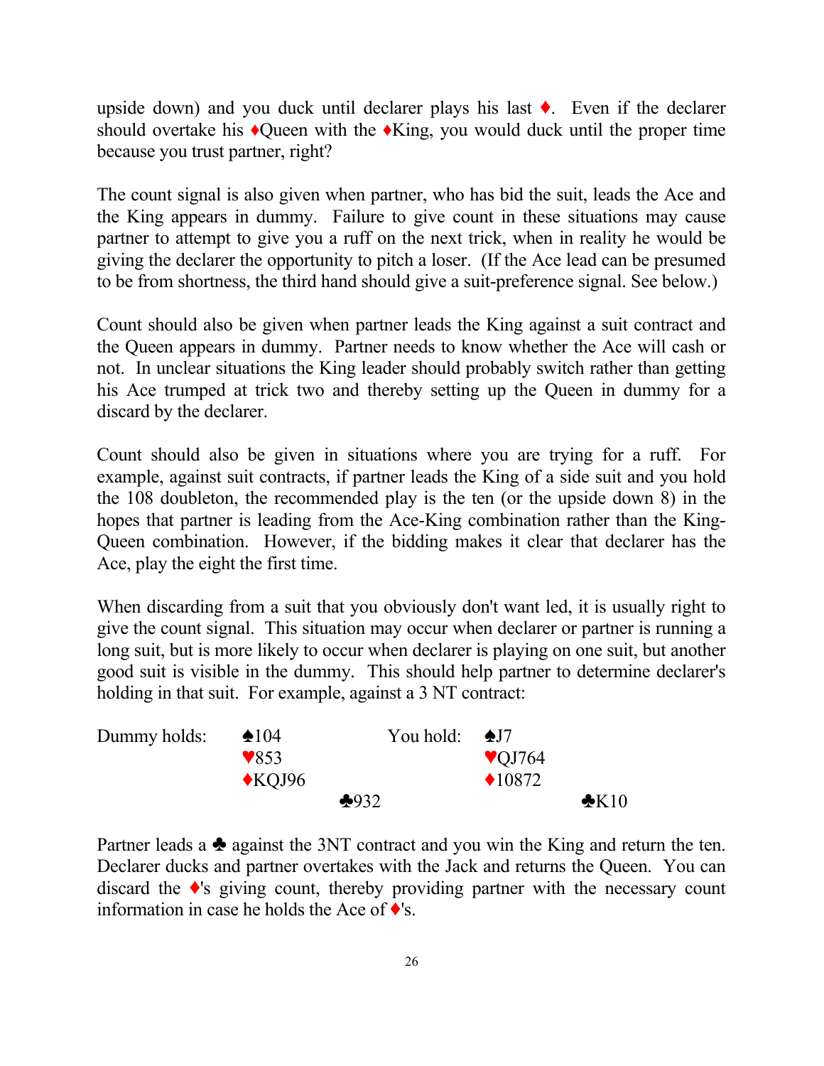upside down) and you duck until declarer plays his last ♦. Even if the declarer should overtake his ♦Queen with the ♦King, you would duck until the proper time because you trust partner, right?

The count signal is also given when partner, who has bid the suit, leads the Ace and the King appears in dummy. Failure to give count in these situations may cause partner to attempt to give you a ruff on the next trick, when in reality he would be giving the declarer the opportunity to pitch a loser. (If the Ace lead can be presumed to be from shortness, the third hand should give a suit-preference signal. See below.)

Count should also be given when partner leads the King against a suit contract and the Queen appears in dummy. Partner needs to know whether the Ace will cash or not. In unclear situations the King leader should probably switch rather than getting his Ace trumped at trick two and thereby setting up the Queen in dummy for a discard by the declarer.

Count should also be given in situations where you are trying for a ruff. For example, against suit contracts, if partner leads the King of a side suit and you hold the 108 doubleton, the recommended play is the ten (or the upside down 8) in the hopes that partner is leading from the Ace-King combination rather than the King-Queen combination. However, if the bidding makes it clear that declarer has the Ace, play the eight the first time.

When discarding from a suit that you obviously don't want led, it is usually right to give the count signal. This situation may occur when declarer or partner is running a long suit, but is more likely to occur when declarer is playing on one suit, but another good suit is visible in the dummy. This should help partner to determine declarer's holding in that suit. For example, against a 3 NT contract:

| Dummy holds: | | You hold: | |
|---|---|---|---|
| | ♠104 | | ♠J7 |
| | ♥853 | | ♥QJ764 |
| | ♦KQJ96 | | ♦10872 |
| | ♣932 | | ♣K10 |

Partner leads a ♣ against the 3NT contract and you win the King and return the ten. Declarer ducks and partner overtakes with the Jack and returns the Queen. You can discard the ♦'s giving count, thereby providing partner with the necessary count information in case he holds the Ace of ♦'s.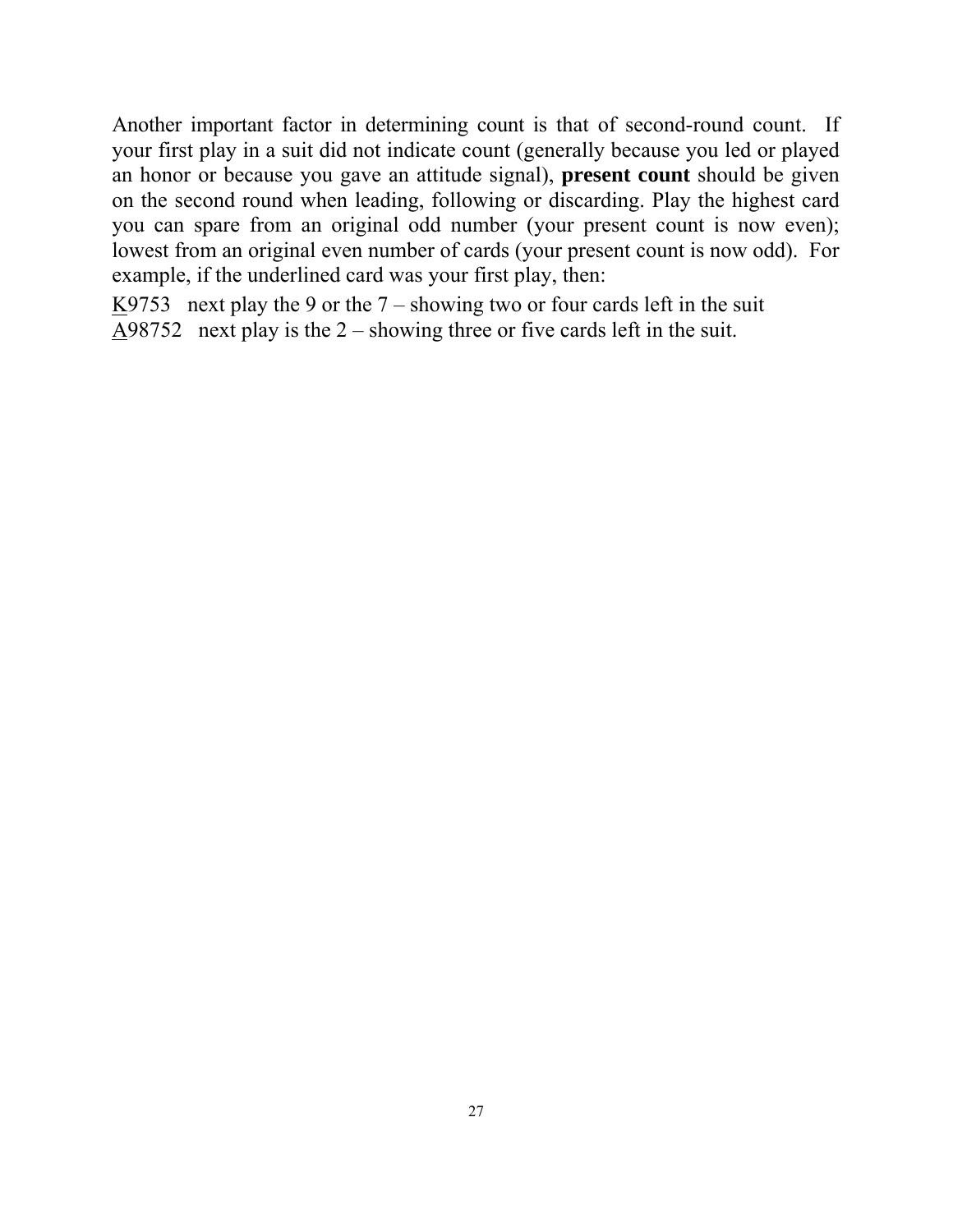Another important factor in determining count is that of second-round count. If your first play in a suit did not indicate count (generally because you led or played an honor or because you gave an attitude signal), **present count** should be given on the second round when leading, following or discarding. Play the highest card you can spare from an original odd number (your present count is now even); lowest from an original even number of cards (your present count is now odd). For example, if the underlined card was your first play, then:

<u>K</u>9753   next play the 9 or the 7 – showing two or four cards left in the suit
<u>A</u>98752   next play is the 2 – showing three or five cards left in the suit.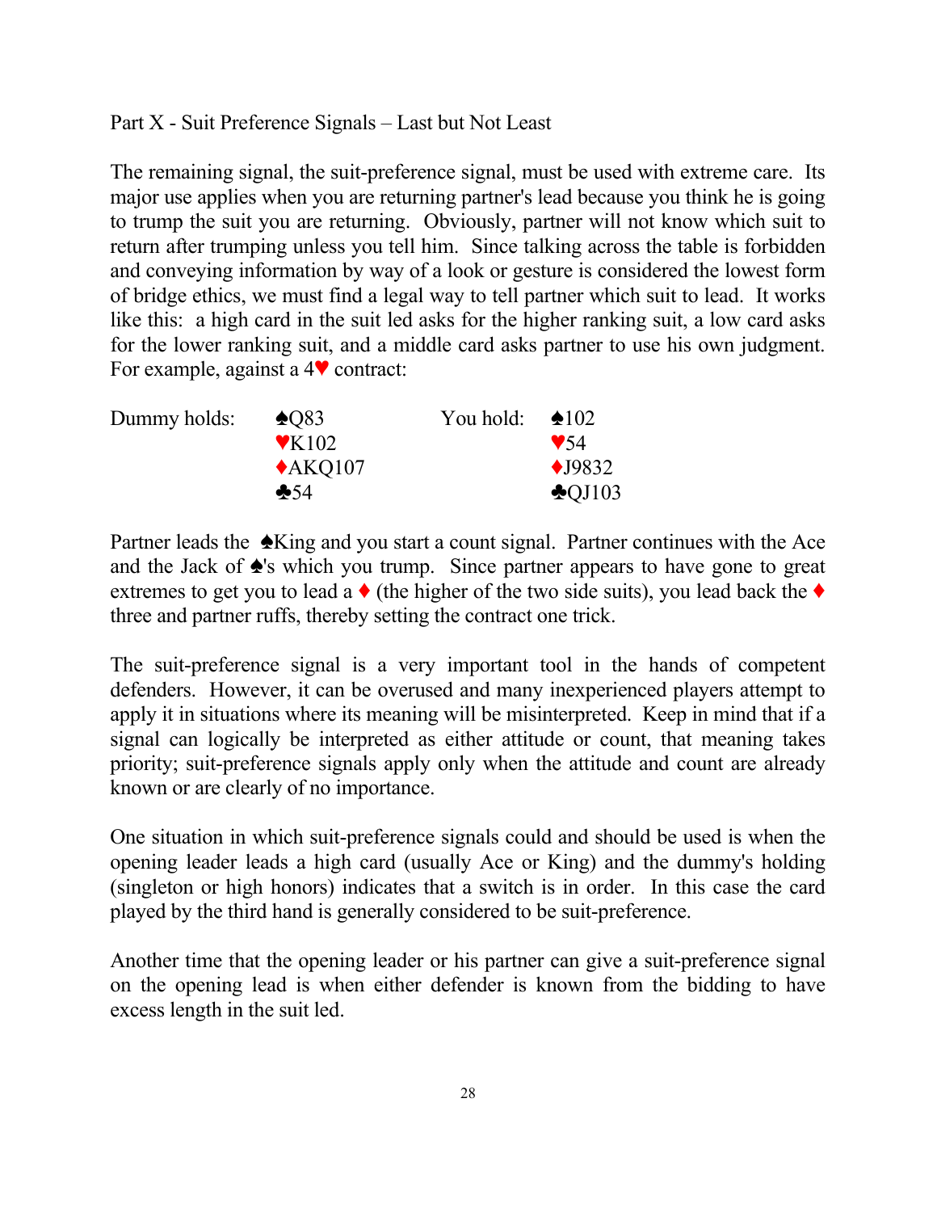Part X - Suit Preference Signals – Last but Not Least

The remaining signal, the suit-preference signal, must be used with extreme care. Its major use applies when you are returning partner's lead because you think he is going to trump the suit you are returning. Obviously, partner will not know which suit to return after trumping unless you tell him. Since talking across the table is forbidden and conveying information by way of a look or gesture is considered the lowest form of bridge ethics, we must find a legal way to tell partner which suit to lead. It works like this: a high card in the suit led asks for the higher ranking suit, a low card asks for the lower ranking suit, and a middle card asks partner to use his own judgment. For example, against a 4♥ contract:

| Dummy holds: | | You hold: | |
|---|---|---|---|
| | ♠Q83 | | ♠102 |
| | ♥K102 | | ♥54 |
| | ♦AKQ107 | | ♦J9832 |
| | ♣54 | | ♣QJ103 |

Partner leads the ♠King and you start a count signal. Partner continues with the Ace and the Jack of ♠'s which you trump. Since partner appears to have gone to great extremes to get you to lead a ♦ (the higher of the two side suits), you lead back the ♦ three and partner ruffs, thereby setting the contract one trick.

The suit-preference signal is a very important tool in the hands of competent defenders. However, it can be overused and many inexperienced players attempt to apply it in situations where its meaning will be misinterpreted. Keep in mind that if a signal can logically be interpreted as either attitude or count, that meaning takes priority; suit-preference signals apply only when the attitude and count are already known or are clearly of no importance.

One situation in which suit-preference signals could and should be used is when the opening leader leads a high card (usually Ace or King) and the dummy's holding (singleton or high honors) indicates that a switch is in order. In this case the card played by the third hand is generally considered to be suit-preference.

Another time that the opening leader or his partner can give a suit-preference signal on the opening lead is when either defender is known from the bidding to have excess length in the suit led.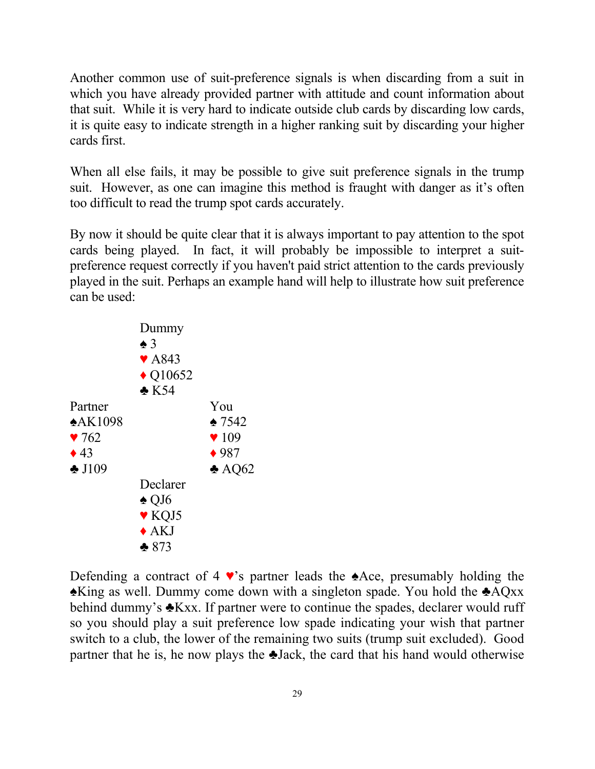Another common use of suit-preference signals is when discarding from a suit in which you have already provided partner with attitude and count information about that suit. While it is very hard to indicate outside club cards by discarding low cards, it is quite easy to indicate strength in a higher ranking suit by discarding your higher cards first.

When all else fails, it may be possible to give suit preference signals in the trump suit. However, as one can imagine this method is fraught with danger as it's often too difficult to read the trump spot cards accurately.

By now it should be quite clear that it is always important to pay attention to the spot cards being played. In fact, it will probably be impossible to interpret a suit-preference request correctly if you haven't paid strict attention to the cards previously played in the suit. Perhaps an example hand will help to illustrate how suit preference can be used:

```
            Dummy
            ♠ 3
            ♥ A843
            ♦ Q10652
            ♣ K54
Partner                 You
♠AK1098                 ♠ 7542
♥ 762                   ♥ 109
♦ 43                    ♦ 987
♣ J109                  ♣ AQ62
            Declarer
            ♠ QJ6
            ♥ KQJ5
            ♦ AKJ
            ♣ 873
```

Defending a contract of 4 ♥'s partner leads the ♠Ace, presumably holding the ♠King as well. Dummy come down with a singleton spade. You hold the ♣AQxx behind dummy's ♣Kxx. If partner were to continue the spades, declarer would ruff so you should play a suit preference low spade indicating your wish that partner switch to a club, the lower of the remaining two suits (trump suit excluded). Good partner that he is, he now plays the ♣Jack, the card that his hand would otherwise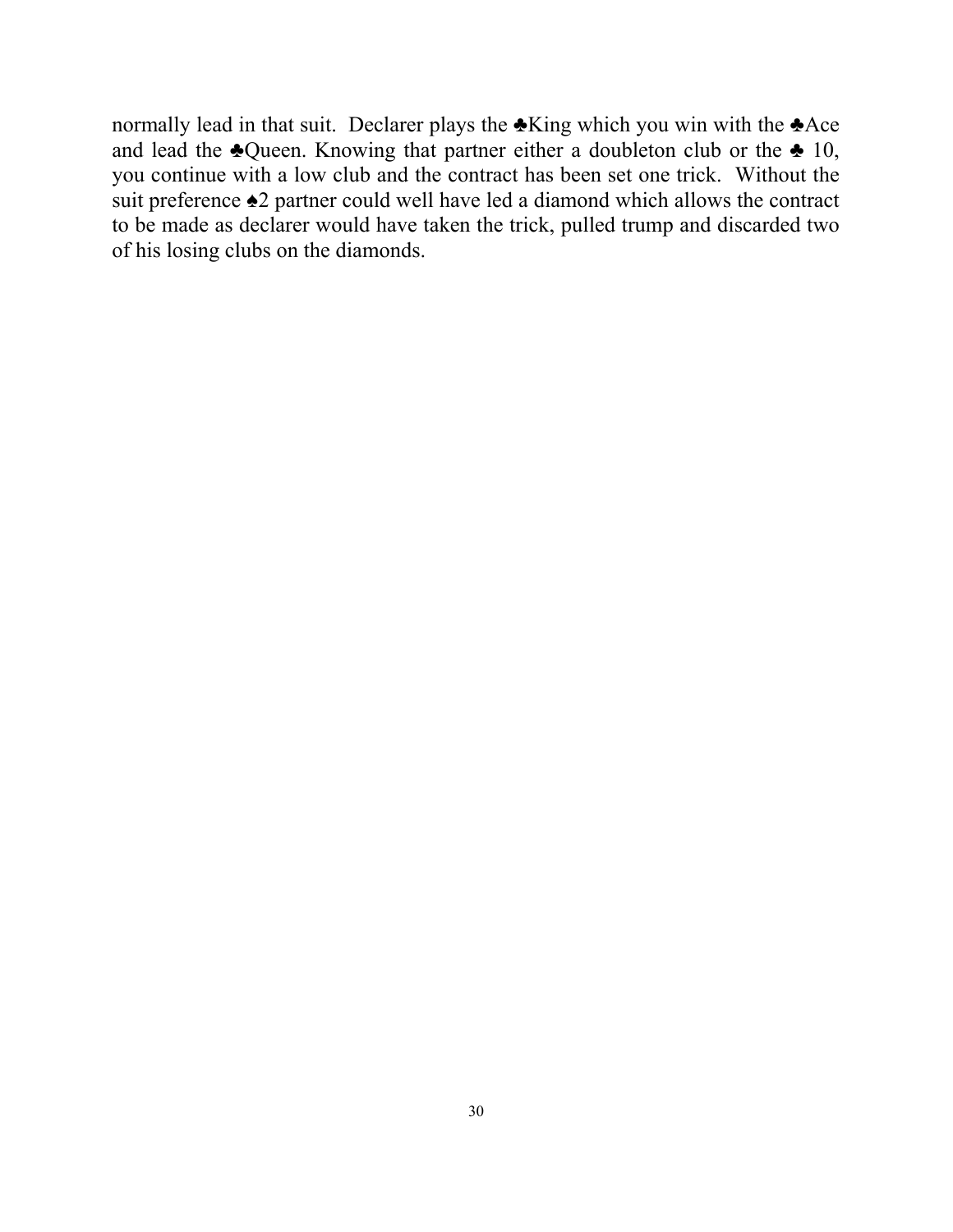normally lead in that suit. Declarer plays the ♣King which you win with the ♣Ace and lead the ♣Queen. Knowing that partner either a doubleton club or the ♣ 10, you continue with a low club and the contract has been set one trick. Without the suit preference ♠2 partner could well have led a diamond which allows the contract to be made as declarer would have taken the trick, pulled trump and discarded two of his losing clubs on the diamonds.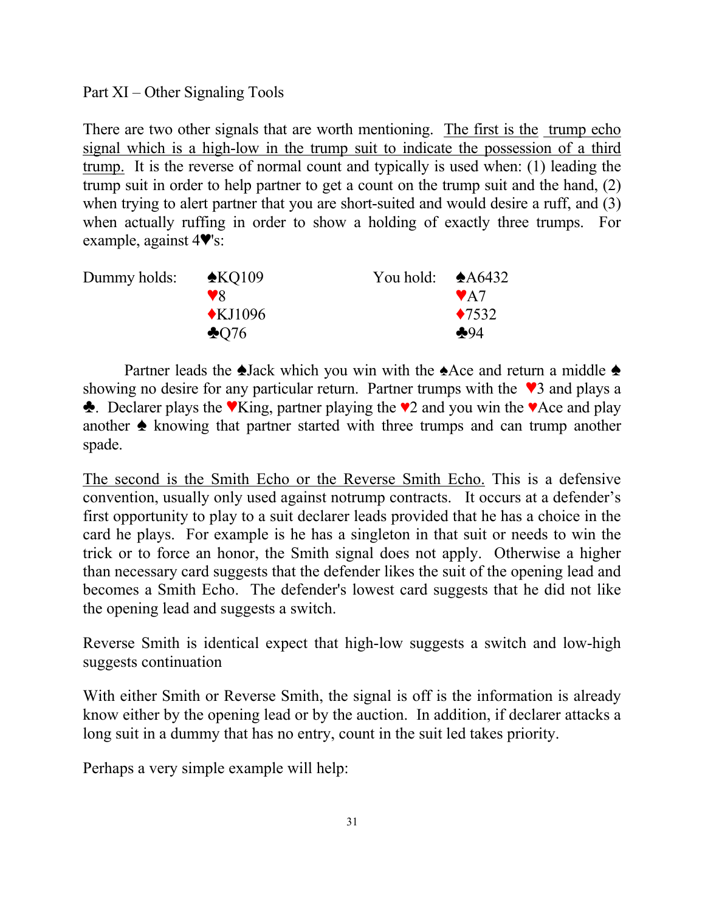Part XI – Other Signaling Tools

There are two other signals that are worth mentioning. <u>The first is the trump echo signal which is a high-low in the trump suit to indicate the possession of a third trump.</u> It is the reverse of normal count and typically is used when: (1) leading the trump suit in order to help partner to get a count on the trump suit and the hand, (2) when trying to alert partner that you are short-suited and would desire a ruff, and (3) when actually ruffing in order to show a holding of exactly three trumps. For example, against 4♥'s:

| Dummy holds: | | You hold: | |
|---|---|---|---|
| | ♠KQ109 | | ♠A6432 |
| | ♥8 | | ♥A7 |
| | ♦KJ1096 | | ♦7532 |
| | ♣Q76 | | ♣94 |

Partner leads the ♠Jack which you win with the ♠Ace and return a middle ♠ showing no desire for any particular return. Partner trumps with the ♥3 and plays a ♣. Declarer plays the ♥King, partner playing the ♥2 and you win the ♥Ace and play another ♠ knowing that partner started with three trumps and can trump another spade.

<u>The second is the Smith Echo or the Reverse Smith Echo.</u> This is a defensive convention, usually only used against notrump contracts. It occurs at a defender's first opportunity to play to a suit declarer leads provided that he has a choice in the card he plays. For example is he has a singleton in that suit or needs to win the trick or to force an honor, the Smith signal does not apply. Otherwise a higher than necessary card suggests that the defender likes the suit of the opening lead and becomes a Smith Echo. The defender's lowest card suggests that he did not like the opening lead and suggests a switch.

Reverse Smith is identical expect that high-low suggests a switch and low-high suggests continuation

With either Smith or Reverse Smith, the signal is off is the information is already know either by the opening lead or by the auction. In addition, if declarer attacks a long suit in a dummy that has no entry, count in the suit led takes priority.

Perhaps a very simple example will help: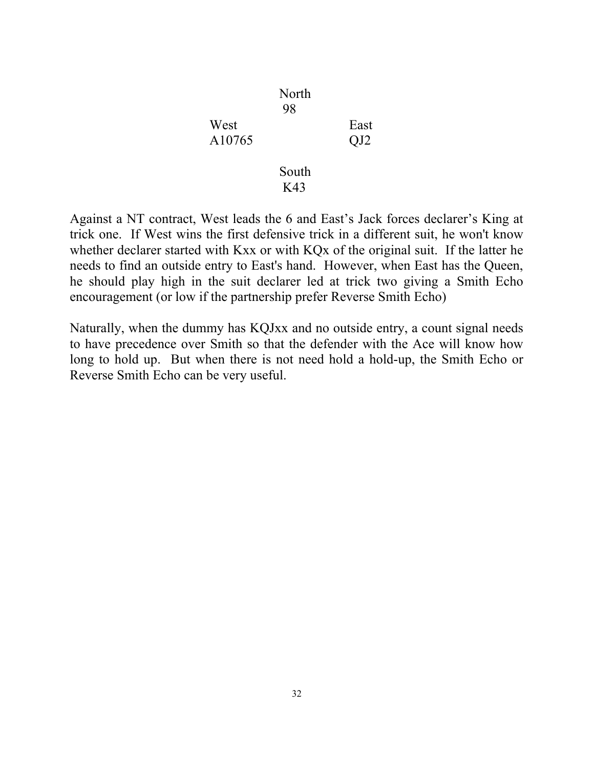```
            North
             98
West                  East
A10765                QJ2

            South
             K43
```

Against a NT contract, West leads the 6 and East's Jack forces declarer's King at trick one. If West wins the first defensive trick in a different suit, he won't know whether declarer started with Kxx or with KQx of the original suit. If the latter he needs to find an outside entry to East's hand. However, when East has the Queen, he should play high in the suit declarer led at trick two giving a Smith Echo encouragement (or low if the partnership prefer Reverse Smith Echo)

Naturally, when the dummy has KQJxx and no outside entry, a count signal needs to have precedence over Smith so that the defender with the Ace will know how long to hold up. But when there is not need hold a hold-up, the Smith Echo or Reverse Smith Echo can be very useful.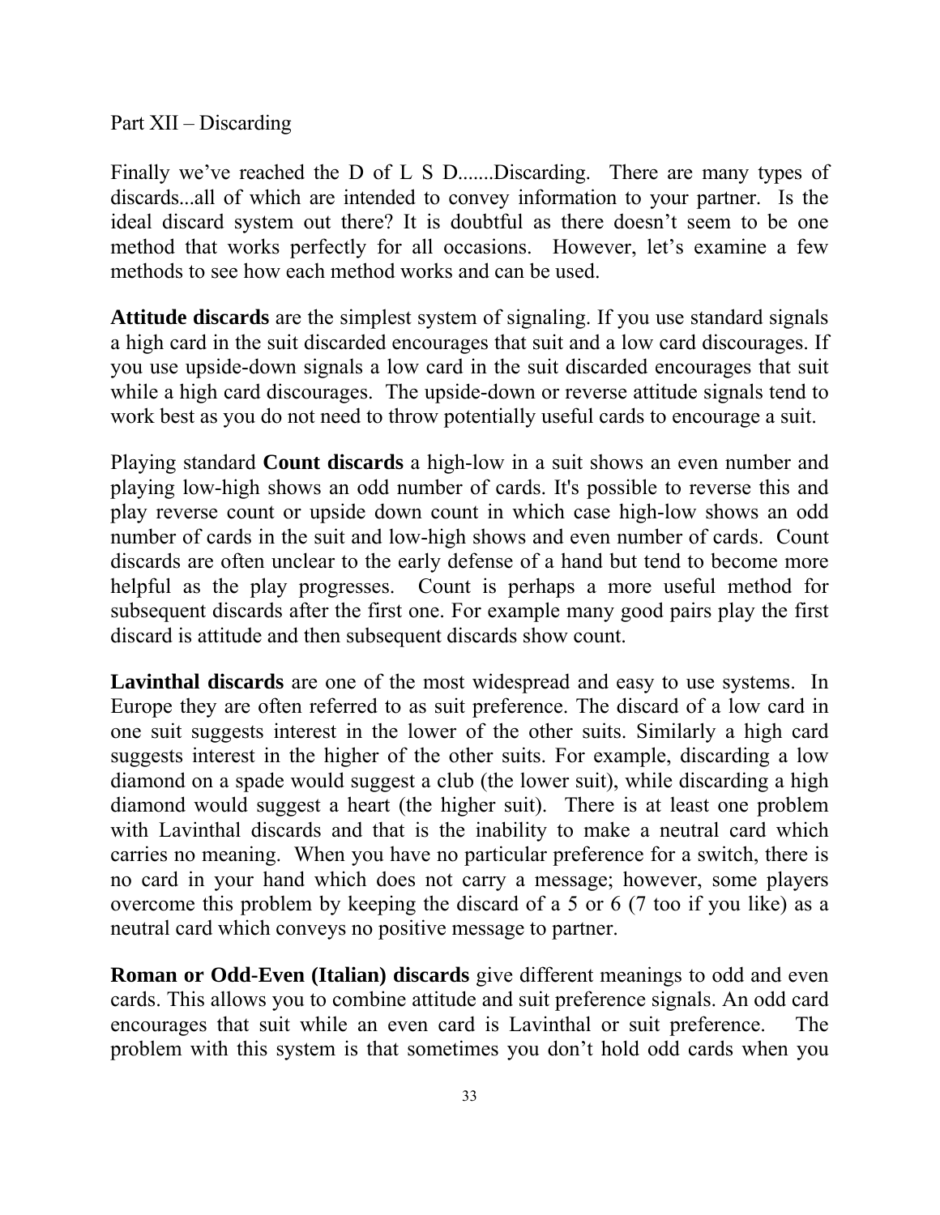Part XII – Discarding

Finally we've reached the D of L S D.......Discarding. There are many types of discards...all of which are intended to convey information to your partner. Is the ideal discard system out there? It is doubtful as there doesn't seem to be one method that works perfectly for all occasions. However, let's examine a few methods to see how each method works and can be used.

**Attitude discards** are the simplest system of signaling. If you use standard signals a high card in the suit discarded encourages that suit and a low card discourages. If you use upside-down signals a low card in the suit discarded encourages that suit while a high card discourages. The upside-down or reverse attitude signals tend to work best as you do not need to throw potentially useful cards to encourage a suit.

Playing standard **Count discards** a high-low in a suit shows an even number and playing low-high shows an odd number of cards. It's possible to reverse this and play reverse count or upside down count in which case high-low shows an odd number of cards in the suit and low-high shows and even number of cards. Count discards are often unclear to the early defense of a hand but tend to become more helpful as the play progresses. Count is perhaps a more useful method for subsequent discards after the first one. For example many good pairs play the first discard is attitude and then subsequent discards show count.

**Lavinthal discards** are one of the most widespread and easy to use systems. In Europe they are often referred to as suit preference. The discard of a low card in one suit suggests interest in the lower of the other suits. Similarly a high card suggests interest in the higher of the other suits. For example, discarding a low diamond on a spade would suggest a club (the lower suit), while discarding a high diamond would suggest a heart (the higher suit). There is at least one problem with Lavinthal discards and that is the inability to make a neutral card which carries no meaning. When you have no particular preference for a switch, there is no card in your hand which does not carry a message; however, some players overcome this problem by keeping the discard of a 5 or 6 (7 too if you like) as a neutral card which conveys no positive message to partner.

**Roman or Odd-Even (Italian) discards** give different meanings to odd and even cards. This allows you to combine attitude and suit preference signals. An odd card encourages that suit while an even card is Lavinthal or suit preference. The problem with this system is that sometimes you don't hold odd cards when you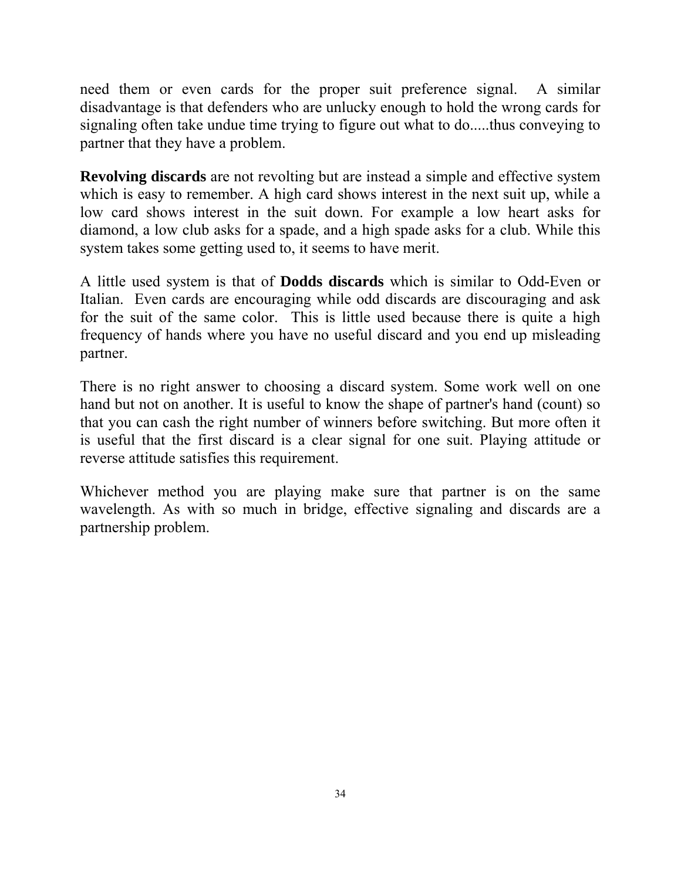need them or even cards for the proper suit preference signal. A similar disadvantage is that defenders who are unlucky enough to hold the wrong cards for signaling often take undue time trying to figure out what to do.....thus conveying to partner that they have a problem.

**Revolving discards** are not revolting but are instead a simple and effective system which is easy to remember. A high card shows interest in the next suit up, while a low card shows interest in the suit down. For example a low heart asks for diamond, a low club asks for a spade, and a high spade asks for a club. While this system takes some getting used to, it seems to have merit.

A little used system is that of **Dodds discards** which is similar to Odd-Even or Italian. Even cards are encouraging while odd discards are discouraging and ask for the suit of the same color. This is little used because there is quite a high frequency of hands where you have no useful discard and you end up misleading partner.

There is no right answer to choosing a discard system. Some work well on one hand but not on another. It is useful to know the shape of partner's hand (count) so that you can cash the right number of winners before switching. But more often it is useful that the first discard is a clear signal for one suit. Playing attitude or reverse attitude satisfies this requirement.

Whichever method you are playing make sure that partner is on the same wavelength. As with so much in bridge, effective signaling and discards are a partnership problem.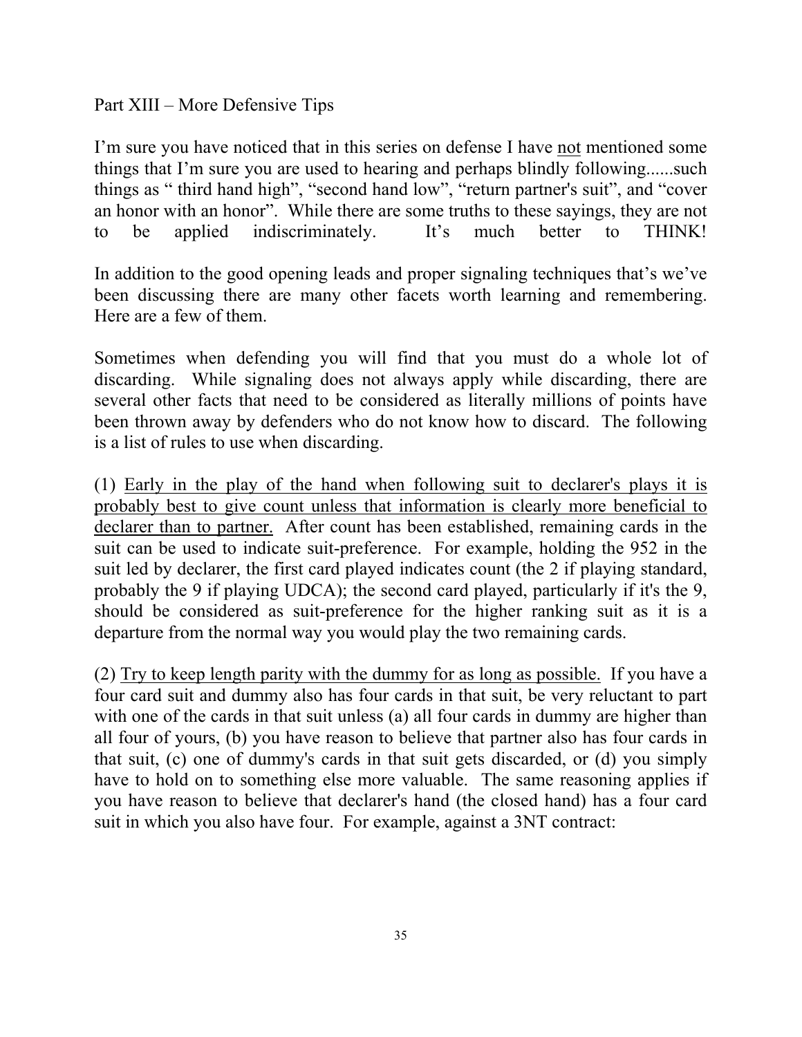Part XIII – More Defensive Tips

I'm sure you have noticed that in this series on defense I have <u>not</u> mentioned some things that I'm sure you are used to hearing and perhaps blindly following......such things as " third hand high", "second hand low", "return partner's suit", and "cover an honor with an honor". While there are some truths to these sayings, they are not to be applied indiscriminately. It's much better to THINK!

In addition to the good opening leads and proper signaling techniques that's we've been discussing there are many other facets worth learning and remembering. Here are a few of them.

Sometimes when defending you will find that you must do a whole lot of discarding. While signaling does not always apply while discarding, there are several other facts that need to be considered as literally millions of points have been thrown away by defenders who do not know how to discard. The following is a list of rules to use when discarding.

(1) <u>Early in the play of the hand when following suit to declarer's plays it is probably best to give count unless that information is clearly more beneficial to declarer than to partner.</u> After count has been established, remaining cards in the suit can be used to indicate suit-preference. For example, holding the 952 in the suit led by declarer, the first card played indicates count (the 2 if playing standard, probably the 9 if playing UDCA); the second card played, particularly if it's the 9, should be considered as suit-preference for the higher ranking suit as it is a departure from the normal way you would play the two remaining cards.

(2) <u>Try to keep length parity with the dummy for as long as possible.</u> If you have a four card suit and dummy also has four cards in that suit, be very reluctant to part with one of the cards in that suit unless (a) all four cards in dummy are higher than all four of yours, (b) you have reason to believe that partner also has four cards in that suit, (c) one of dummy's cards in that suit gets discarded, or (d) you simply have to hold on to something else more valuable. The same reasoning applies if you have reason to believe that declarer's hand (the closed hand) has a four card suit in which you also have four. For example, against a 3NT contract: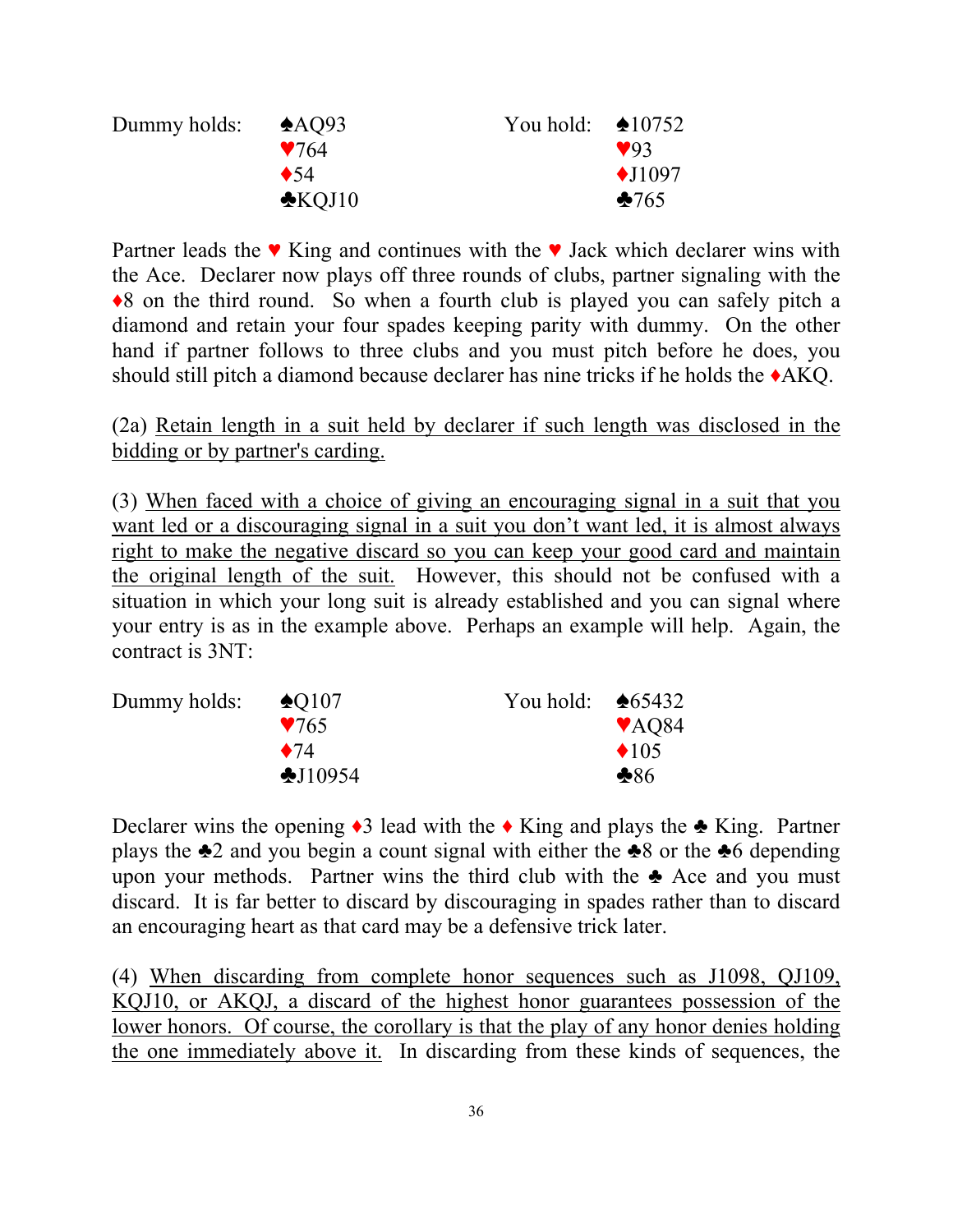| Dummy holds: | ♠AQ93 | You hold: | ♠10752 |
|---|---|---|---|
| | ♥764 | | ♥93 |
| | ♦54 | | ♦J1097 |
| | ♣KQJ10 | | ♣765 |

Partner leads the ♥ King and continues with the ♥ Jack which declarer wins with the Ace. Declarer now plays off three rounds of clubs, partner signaling with the ♦8 on the third round. So when a fourth club is played you can safely pitch a diamond and retain your four spades keeping parity with dummy. On the other hand if partner follows to three clubs and you must pitch before he does, you should still pitch a diamond because declarer has nine tricks if he holds the ♦AKQ.

(2a) <u>Retain length in a suit held by declarer if such length was disclosed in the bidding or by partner's carding.</u>

(3) <u>When faced with a choice of giving an encouraging signal in a suit that you want led or a discouraging signal in a suit you don't want led, it is almost always right to make the negative discard so you can keep your good card and maintain the original length of the suit.</u> However, this should not be confused with a situation in which your long suit is already established and you can signal where your entry is as in the example above. Perhaps an example will help. Again, the contract is 3NT:

| Dummy holds: | ♠Q107 | You hold: | ♠65432 |
|---|---|---|---|
| | ♥765 | | ♥AQ84 |
| | ♦74 | | ♦105 |
| | ♣J10954 | | ♣86 |

Declarer wins the opening ♦3 lead with the ♦ King and plays the ♣ King. Partner plays the ♣2 and you begin a count signal with either the ♣8 or the ♣6 depending upon your methods. Partner wins the third club with the ♣ Ace and you must discard. It is far better to discard by discouraging in spades rather than to discard an encouraging heart as that card may be a defensive trick later.

(4) <u>When discarding from complete honor sequences such as J1098, QJ109, KQJ10, or AKQJ, a discard of the highest honor guarantees possession of the lower honors. Of course, the corollary is that the play of any honor denies holding the one immediately above it.</u> In discarding from these kinds of sequences, the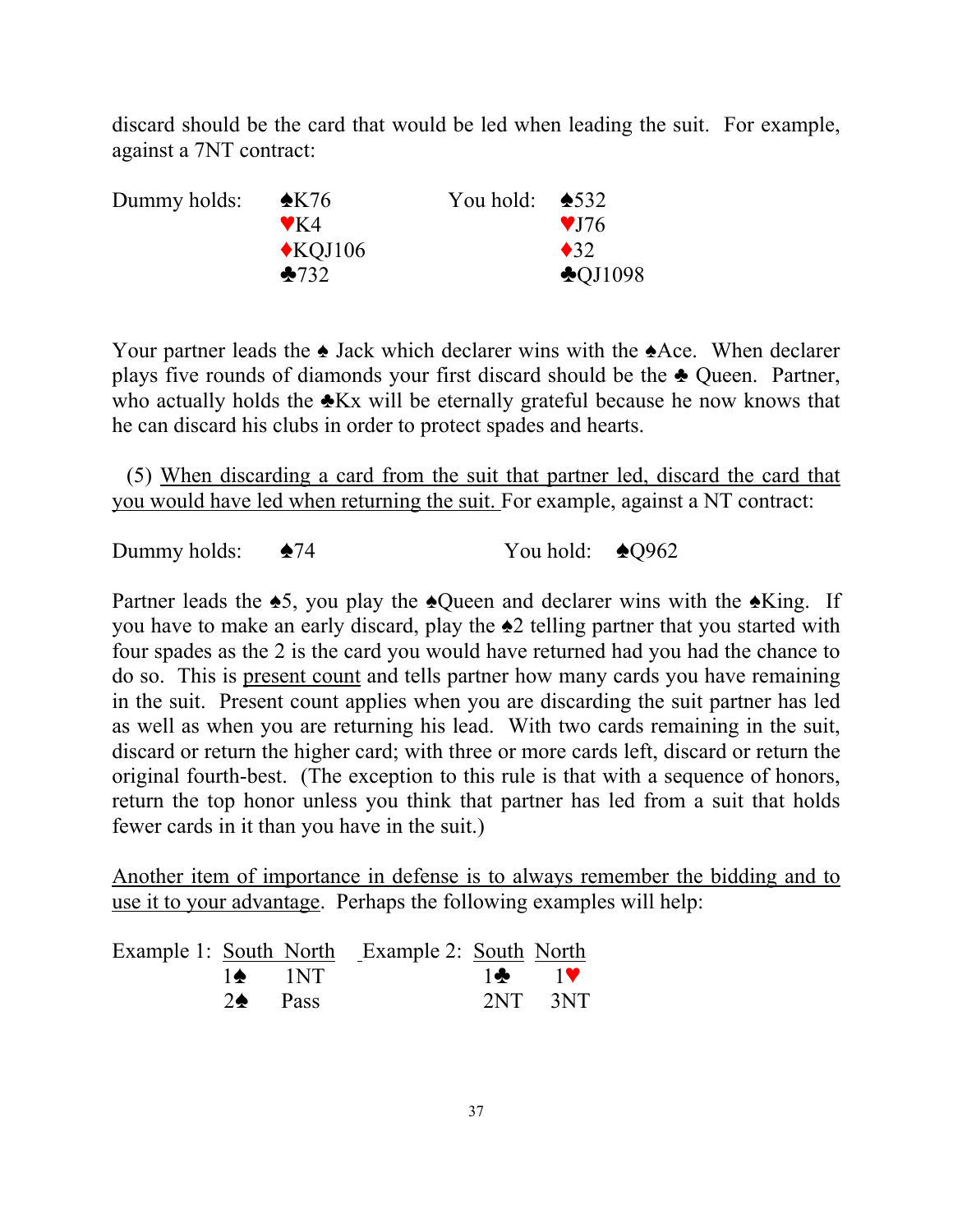discard should be the card that would be led when leading the suit. For example, against a 7NT contract:

| Dummy holds: | | You hold: | |
|---|---|---|---|
| | ♠K76 | | ♠532 |
| | ♥K4 | | ♥J76 |
| | ♦KQJ106 | | ♦32 |
| | ♣732 | | ♣QJ1098 |

Your partner leads the ♠ Jack which declarer wins with the ♠Ace. When declarer plays five rounds of diamonds your first discard should be the ♣ Queen. Partner, who actually holds the ♣Kx will be eternally grateful because he now knows that he can discard his clubs in order to protect spades and hearts.

(5) <u>When discarding a card from the suit that partner led, discard the card that you would have led when returning the suit.</u> For example, against a NT contract:

| Dummy holds: | ♠74 | You hold: | ♠Q962 |
|---|---|---|---|

Partner leads the ♠5, you play the ♠Queen and declarer wins with the ♠King. If you have to make an early discard, play the ♠2 telling partner that you started with four spades as the 2 is the card you would have returned had you had the chance to do so. This is <u>present count</u> and tells partner how many cards you have remaining in the suit. Present count applies when you are discarding the suit partner has led as well as when you are returning his lead. With two cards remaining in the suit, discard or return the higher card; with three or more cards left, discard or return the original fourth-best. (The exception to this rule is that with a sequence of honors, return the top honor unless you think that partner has led from a suit that holds fewer cards in it than you have in the suit.)

<u>Another item of importance in defense is to always remember the bidding and to use it to your advantage</u>. Perhaps the following examples will help:

| Example 1: | South | North | Example 2: | South | North |
|---|---|---|---|---|---|
| | 1♠ | 1NT | | 1♣ | 1♥ |
| | 2♠ | Pass | | 2NT | 3NT |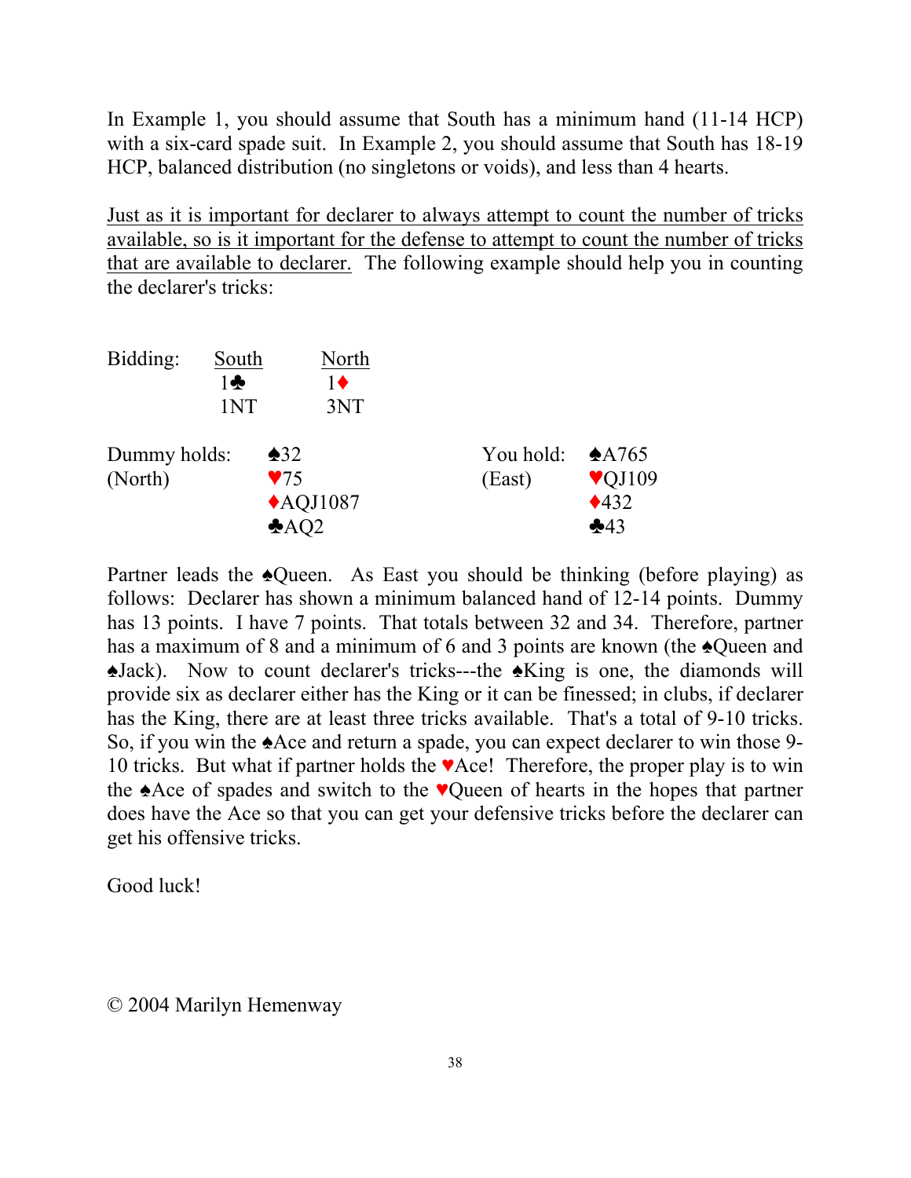In Example 1, you should assume that South has a minimum hand (11-14 HCP) with a six-card spade suit. In Example 2, you should assume that South has 18-19 HCP, balanced distribution (no singletons or voids), and less than 4 hearts.

<u>Just as it is important for declarer to always attempt to count the number of tricks available, so is it important for the defense to attempt to count the number of tricks that are available to declarer.</u> The following example should help you in counting the declarer's tricks:

| Bidding: | South | North |
|---|---|---|
| | 1♣ | 1♦ |
| | 1NT | 3NT |

| | | | |
|---|---|---|---|
| Dummy holds: | ♠32 | You hold: | ♠A765 |
| (North) | ♥75 | (East) | ♥QJ109 |
| | ♦AQJ1087 | | ♦432 |
| | ♣AQ2 | | ♣43 |

Partner leads the ♠Queen. As East you should be thinking (before playing) as follows: Declarer has shown a minimum balanced hand of 12-14 points. Dummy has 13 points. I have 7 points. That totals between 32 and 34. Therefore, partner has a maximum of 8 and a minimum of 6 and 3 points are known (the ♠Queen and ♠Jack). Now to count declarer's tricks---the ♠King is one, the diamonds will provide six as declarer either has the King or it can be finessed; in clubs, if declarer has the King, there are at least three tricks available. That's a total of 9-10 tricks. So, if you win the ♠Ace and return a spade, you can expect declarer to win those 9-10 tricks. But what if partner holds the ♥Ace! Therefore, the proper play is to win the ♠Ace of spades and switch to the ♥Queen of hearts in the hopes that partner does have the Ace so that you can get your defensive tricks before the declarer can get his offensive tricks.

Good luck!

© 2004 Marilyn Hemenway